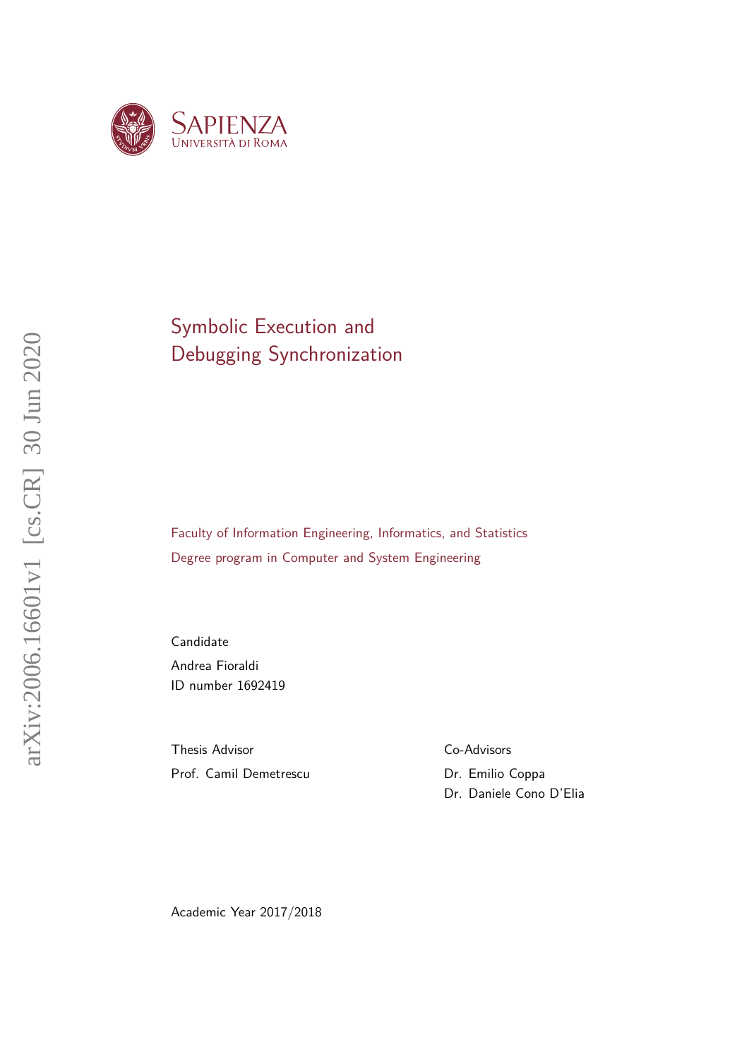Sapienza
Università di Roma

# Symbolic Execution and Debugging Synchronization

Faculty of Information Engineering, Informatics, and Statistics

Degree program in Computer and System Engineering

Candidate

Andrea Fioraldi

ID number 1692419

Thesis Advisor

Prof. Camil Demetrescu

Co-Advisors

Dr. Emilio Coppa

Dr. Daniele Cono D'Elia

Academic Year 2017/2018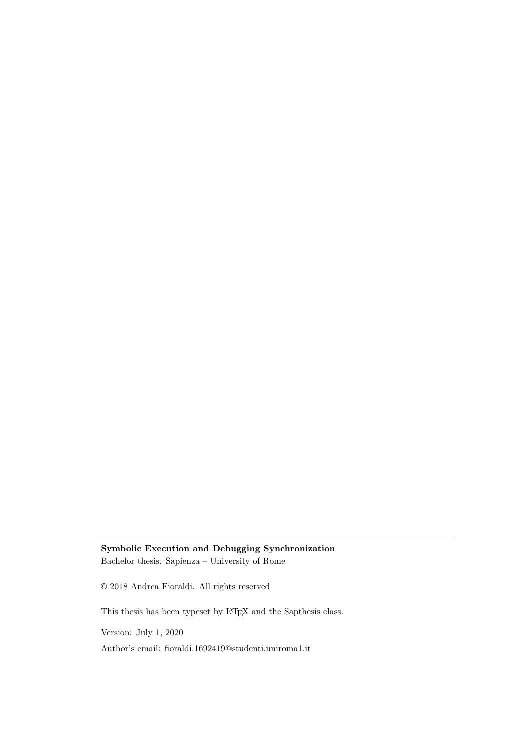---

**Symbolic Execution and Debugging Synchronization**
Bachelor thesis. Sapienza – University of Rome

© 2018 Andrea Fioraldi. All rights reserved

This thesis has been typeset by LaTeX and the Sapthesis class.

Version: July 1, 2020

Author's email: fioraldi.1692419@studenti.uniroma1.it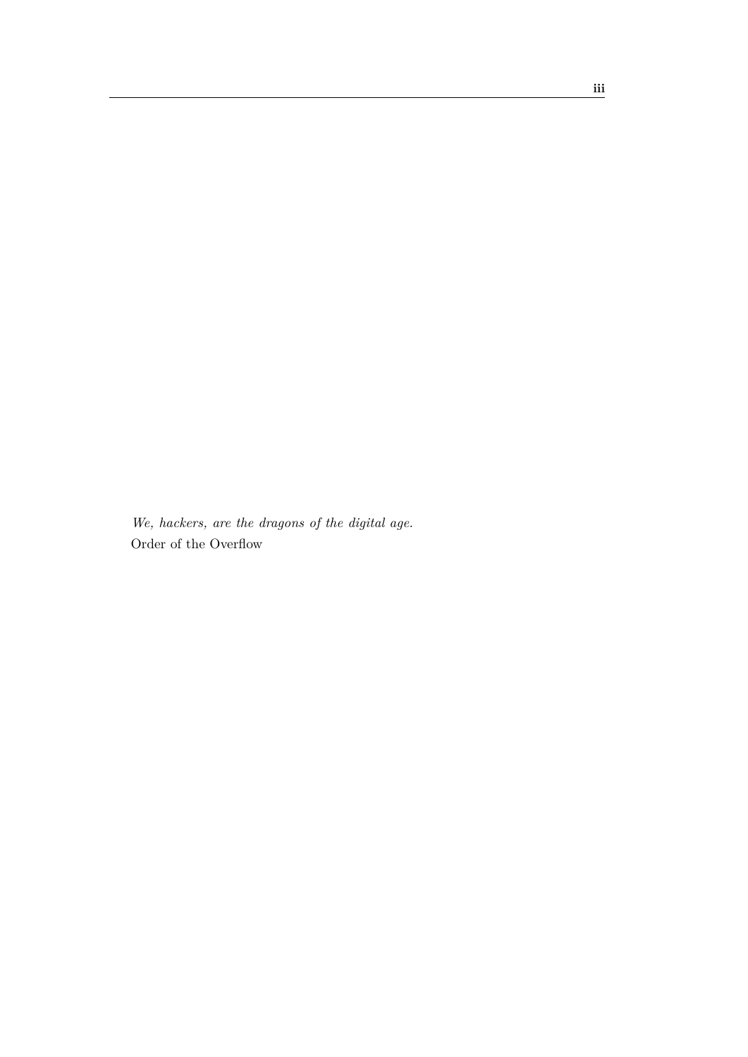*We, hackers, are the dragons of the digital age.*
Order of the Overflow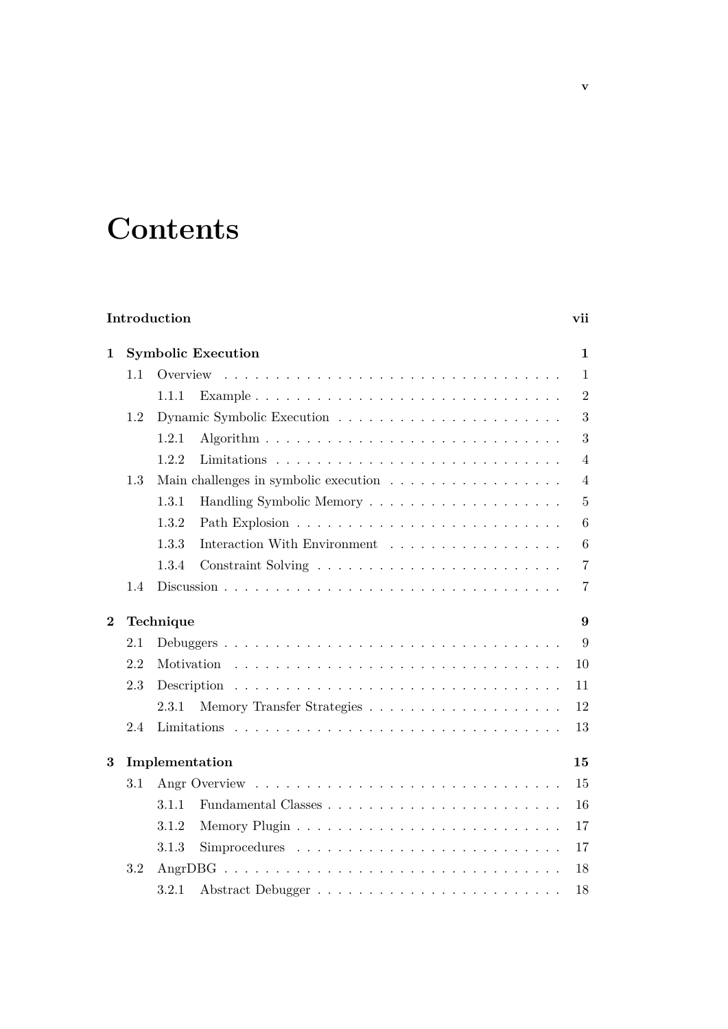# Contents

**Introduction** **vii**

**1 Symbolic Execution** **1**

- 1.1 Overview . . . 1
  - 1.1.1 Example . . . 2
- 1.2 Dynamic Symbolic Execution . . . 3
  - 1.2.1 Algorithm . . . 3
  - 1.2.2 Limitations . . . 4
- 1.3 Main challenges in symbolic execution . . . 4
  - 1.3.1 Handling Symbolic Memory . . . 5
  - 1.3.2 Path Explosion . . . 6
  - 1.3.3 Interaction With Environment . . . 6
  - 1.3.4 Constraint Solving . . . 7
- 1.4 Discussion . . . 7

**2 Technique** **9**

- 2.1 Debuggers . . . 9
- 2.2 Motivation . . . 10
- 2.3 Description . . . 11
  - 2.3.1 Memory Transfer Strategies . . . 12
- 2.4 Limitations . . . 13

**3 Implementation** **15**

- 3.1 Angr Overview . . . 15
  - 3.1.1 Fundamental Classes . . . 16
  - 3.1.2 Memory Plugin . . . 17
  - 3.1.3 Simprocedures . . . 17
- 3.2 AngrDBG . . . 18
  - 3.2.1 Abstract Debugger . . . 18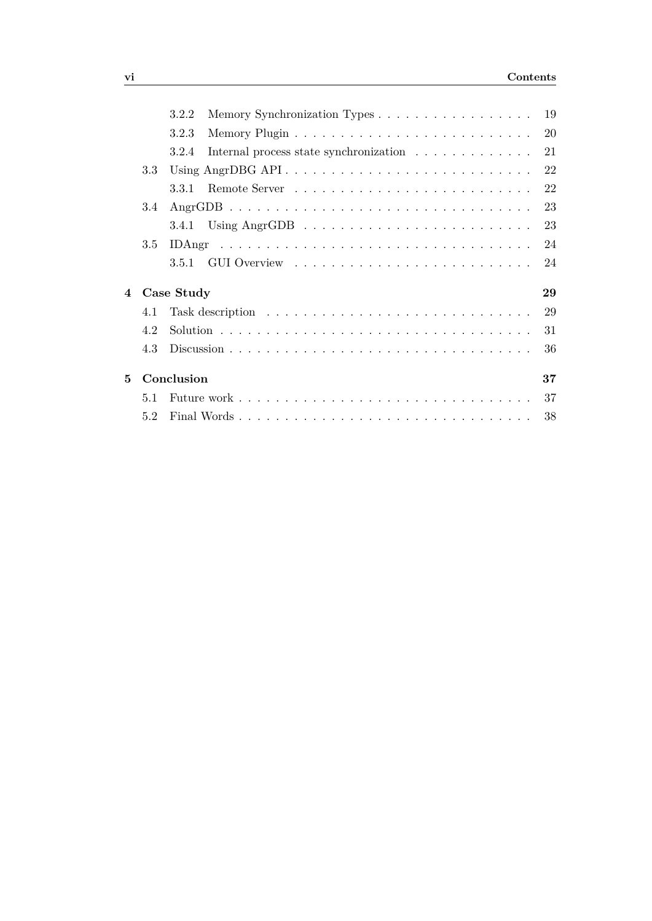3.2.2 Memory Synchronization Types . . . . . . . . . . . . . . . . . . 19
3.2.3 Memory Plugin . . . . . . . . . . . . . . . . . . . . . . . . . . 20
3.2.4 Internal process state synchronization . . . . . . . . . . . . . 21
3.3 Using AngrDBG API . . . . . . . . . . . . . . . . . . . . . . . . . . . 22
3.3.1 Remote Server . . . . . . . . . . . . . . . . . . . . . . . . . . 22
3.4 AngrGDB . . . . . . . . . . . . . . . . . . . . . . . . . . . . . . . . . 23
3.4.1 Using AngrGDB . . . . . . . . . . . . . . . . . . . . . . . . . 23
3.5 IDAngr . . . . . . . . . . . . . . . . . . . . . . . . . . . . . . . . . . 24
3.5.1 GUI Overview . . . . . . . . . . . . . . . . . . . . . . . . . . 24

**4 Case Study** **29**
4.1 Task description . . . . . . . . . . . . . . . . . . . . . . . . . . . . . 29
4.2 Solution . . . . . . . . . . . . . . . . . . . . . . . . . . . . . . . . . . 31
4.3 Discussion . . . . . . . . . . . . . . . . . . . . . . . . . . . . . . . . . 36

**5 Conclusion** **37**
5.1 Future work . . . . . . . . . . . . . . . . . . . . . . . . . . . . . . . . 37
5.2 Final Words . . . . . . . . . . . . . . . . . . . . . . . . . . . . . . . . 38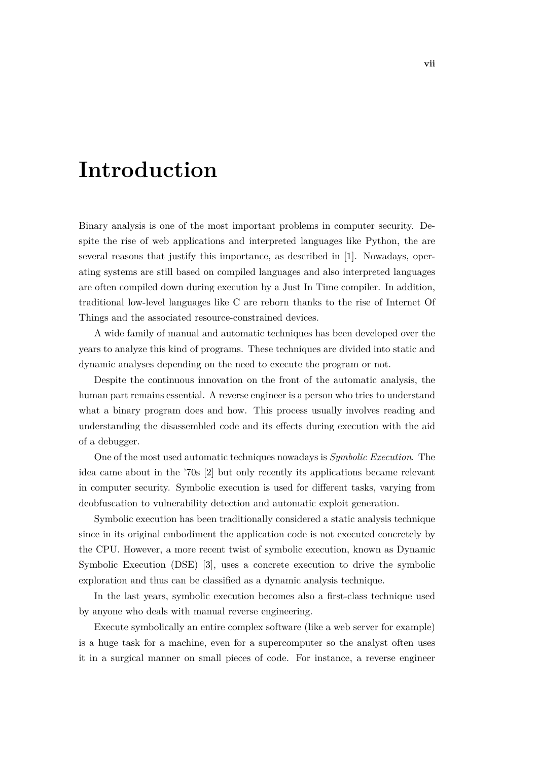# Introduction

Binary analysis is one of the most important problems in computer security. Despite the rise of web applications and interpreted languages like Python, the are several reasons that justify this importance, as described in [1]. Nowadays, operating systems are still based on compiled languages and also interpreted languages are often compiled down during execution by a Just In Time compiler. In addition, traditional low-level languages like C are reborn thanks to the rise of Internet Of Things and the associated resource-constrained devices.

A wide family of manual and automatic techniques has been developed over the years to analyze this kind of programs. These techniques are divided into static and dynamic analyses depending on the need to execute the program or not.

Despite the continuous innovation on the front of the automatic analysis, the human part remains essential. A reverse engineer is a person who tries to understand what a binary program does and how. This process usually involves reading and understanding the disassembled code and its effects during execution with the aid of a debugger.

One of the most used automatic techniques nowadays is *Symbolic Execution*. The idea came about in the '70s [2] but only recently its applications became relevant in computer security. Symbolic execution is used for different tasks, varying from deobfuscation to vulnerability detection and automatic exploit generation.

Symbolic execution has been traditionally considered a static analysis technique since in its original embodiment the application code is not executed concretely by the CPU. However, a more recent twist of symbolic execution, known as Dynamic Symbolic Execution (DSE) [3], uses a concrete execution to drive the symbolic exploration and thus can be classified as a dynamic analysis technique.

In the last years, symbolic execution becomes also a first-class technique used by anyone who deals with manual reverse engineering.

Execute symbolically an entire complex software (like a web server for example) is a huge task for a machine, even for a supercomputer so the analyst often uses it in a surgical manner on small pieces of code. For instance, a reverse engineer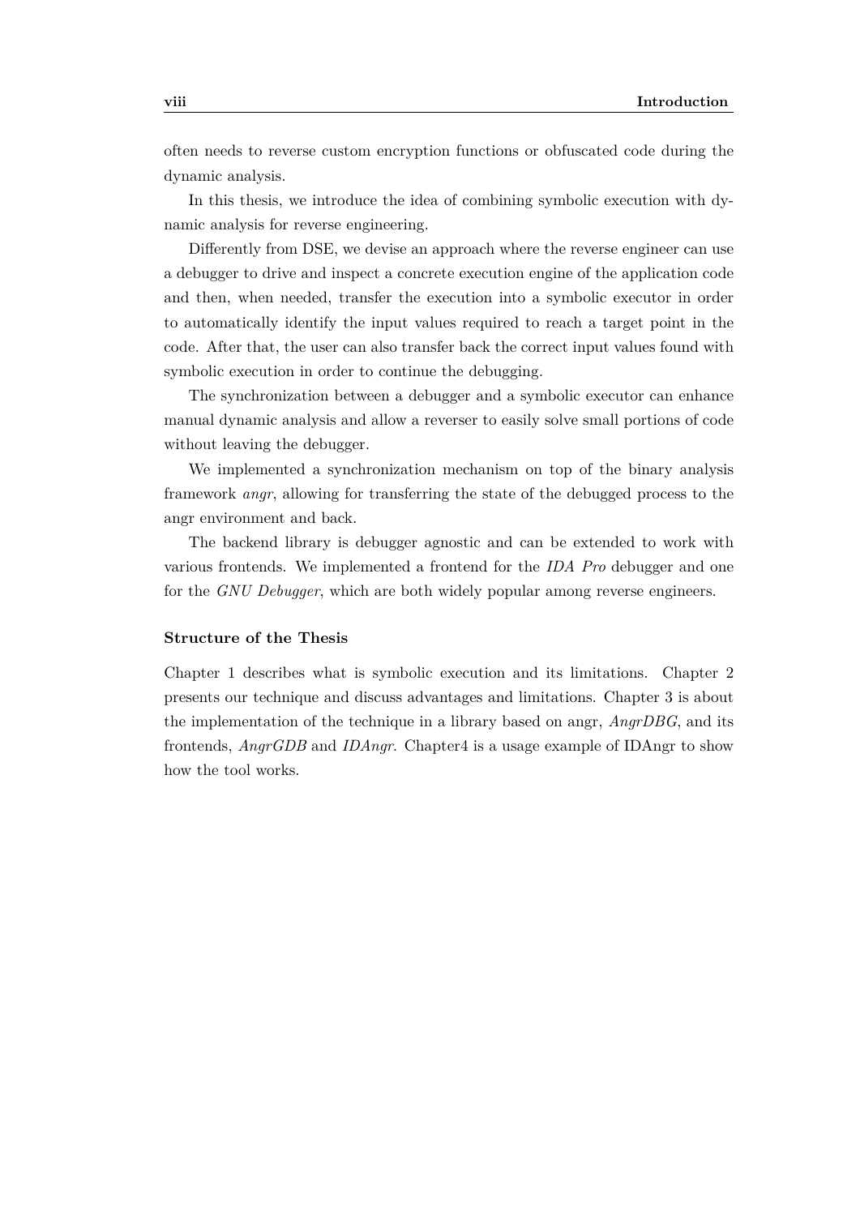often needs to reverse custom encryption functions or obfuscated code during the dynamic analysis.

In this thesis, we introduce the idea of combining symbolic execution with dynamic analysis for reverse engineering.

Differently from DSE, we devise an approach where the reverse engineer can use a debugger to drive and inspect a concrete execution engine of the application code and then, when needed, transfer the execution into a symbolic executor in order to automatically identify the input values required to reach a target point in the code. After that, the user can also transfer back the correct input values found with symbolic execution in order to continue the debugging.

The synchronization between a debugger and a symbolic executor can enhance manual dynamic analysis and allow a reverser to easily solve small portions of code without leaving the debugger.

We implemented a synchronization mechanism on top of the binary analysis framework *angr*, allowing for transferring the state of the debugged process to the angr environment and back.

The backend library is debugger agnostic and can be extended to work with various frontends. We implemented a frontend for the *IDA Pro* debugger and one for the *GNU Debugger*, which are both widely popular among reverse engineers.

### Structure of the Thesis

Chapter 1 describes what is symbolic execution and its limitations. Chapter 2 presents our technique and discuss advantages and limitations. Chapter 3 is about the implementation of the technique in a library based on angr, *AngrDBG*, and its frontends, *AngrGDB* and *IDAngr*. Chapter4 is a usage example of IDAngr to show how the tool works.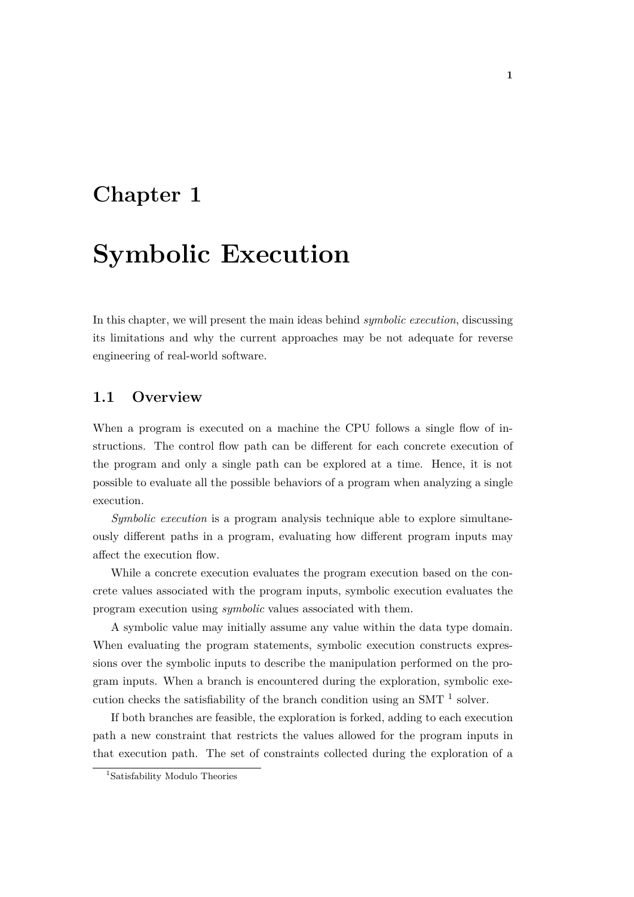# Chapter 1

# Symbolic Execution

In this chapter, we will present the main ideas behind *symbolic execution*, discussing its limitations and why the current approaches may be not adequate for reverse engineering of real-world software.

## 1.1 Overview

When a program is executed on a machine the CPU follows a single flow of instructions. The control flow path can be different for each concrete execution of the program and only a single path can be explored at a time. Hence, it is not possible to evaluate all the possible behaviors of a program when analyzing a single execution.

*Symbolic execution* is a program analysis technique able to explore simultaneously different paths in a program, evaluating how different program inputs may affect the execution flow.

While a concrete execution evaluates the program execution based on the concrete values associated with the program inputs, symbolic execution evaluates the program execution using *symbolic* values associated with them.

A symbolic value may initially assume any value within the data type domain. When evaluating the program statements, symbolic execution constructs expressions over the symbolic inputs to describe the manipulation performed on the program inputs. When a branch is encountered during the exploration, symbolic execution checks the satisfiability of the branch condition using an SMT [1] solver.

If both branches are feasible, the exploration is forked, adding to each execution path a new constraint that restricts the values allowed for the program inputs in that execution path. The set of constraints collected during the exploration of a

[1] Satisfability Modulo Theories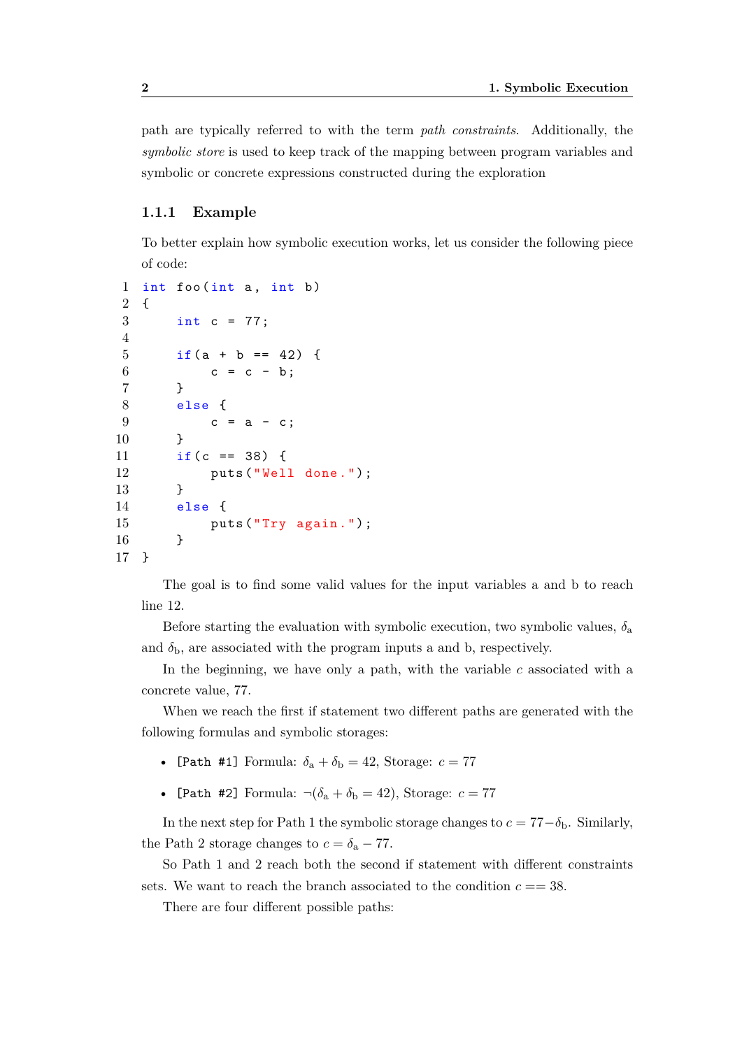path are typically referred to with the term *path constraints*. Additionally, the *symbolic store* is used to keep track of the mapping between program variables and symbolic or concrete expressions constructed during the exploration

### 1.1.1 Example

To better explain how symbolic execution works, let us consider the following piece of code:

```
int foo(int a, int b)
{
    int c = 77;

    if(a + b == 42) {
        c = c - b;
    }
    else {
        c = a - c;
    }
    if(c == 38) {
        puts("Well done.");
    }
    else {
        puts("Try again.");
    }
}
```

The goal is to find some valid values for the input variables a and b to reach line 12.

Before starting the evaluation with symbolic execution, two symbolic values, $\delta_a$ and $\delta_b$, are associated with the program inputs a and b, respectively.

In the beginning, we have only a path, with the variable $c$ associated with a concrete value, 77.

When we reach the first if statement two different paths are generated with the following formulas and symbolic storages:

- `[Path #1]` Formula: $\delta_a + \delta_b = 42$, Storage: $c = 77$
- `[Path #2]` Formula: $\neg(\delta_a + \delta_b = 42)$, Storage: $c = 77$

In the next step for Path 1 the symbolic storage changes to $c = 77 - \delta_b$. Similarly, the Path 2 storage changes to $c = \delta_a - 77$.

So Path 1 and 2 reach both the second if statement with different constraints sets. We want to reach the branch associated to the condition $c == 38$.

There are four different possible paths: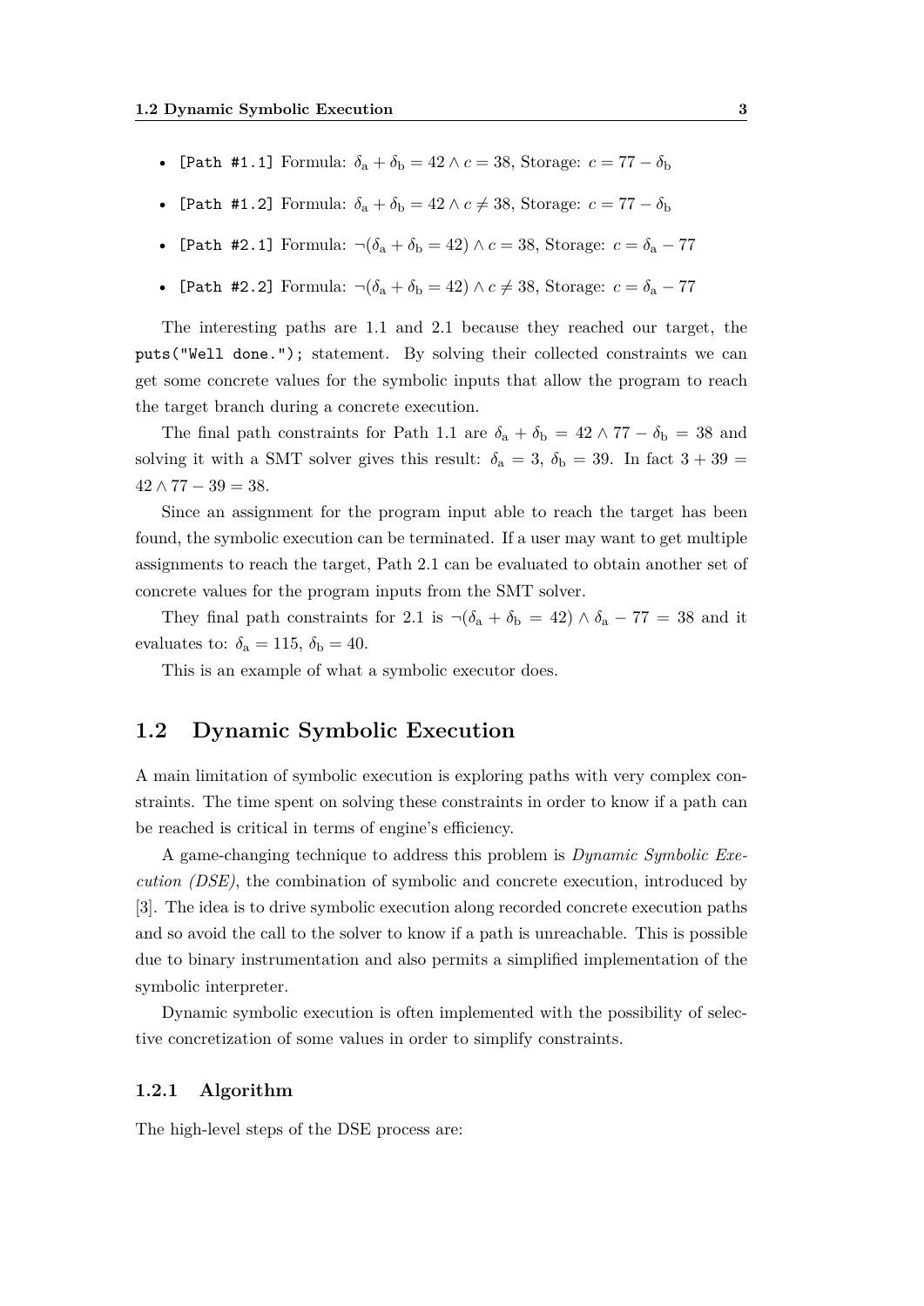- `[Path #1.1]` Formula: $\delta_\text{a} + \delta_\text{b} = 42 \wedge c = 38$, Storage: $c = 77 - \delta_\text{b}$
- `[Path #1.2]` Formula: $\delta_\text{a} + \delta_\text{b} = 42 \wedge c \neq 38$, Storage: $c = 77 - \delta_\text{b}$
- `[Path #2.1]` Formula: $\neg(\delta_\text{a} + \delta_\text{b} = 42) \wedge c = 38$, Storage: $c = \delta_\text{a} - 77$
- `[Path #2.2]` Formula: $\neg(\delta_\text{a} + \delta_\text{b} = 42) \wedge c \neq 38$, Storage: $c = \delta_\text{a} - 77$

The interesting paths are 1.1 and 2.1 because they reached our target, the `puts("Well done.");` statement. By solving their collected constraints we can get some concrete values for the symbolic inputs that allow the program to reach the target branch during a concrete execution.

The final path constraints for Path 1.1 are $\delta_\text{a} + \delta_\text{b} = 42 \wedge 77 - \delta_\text{b} = 38$ and solving it with a SMT solver gives this result: $\delta_\text{a} = 3$, $\delta_\text{b} = 39$. In fact $3 + 39 = 42 \wedge 77 - 39 = 38$.

Since an assignment for the program input able to reach the target has been found, the symbolic execution can be terminated. If a user may want to get multiple assignments to reach the target, Path 2.1 can be evaluated to obtain another set of concrete values for the program inputs from the SMT solver.

They final path constraints for 2.1 is $\neg(\delta_\text{a} + \delta_\text{b} = 42) \wedge \delta_\text{a} - 77 = 38$ and it evaluates to: $\delta_\text{a} = 115$, $\delta_\text{b} = 40$.

This is an example of what a symbolic executor does.

## 1.2 Dynamic Symbolic Execution

A main limitation of symbolic execution is exploring paths with very complex constraints. The time spent on solving these constraints in order to know if a path can be reached is critical in terms of engine's efficiency.

A game-changing technique to address this problem is *Dynamic Symbolic Execution (DSE)*, the combination of symbolic and concrete execution, introduced by [3]. The idea is to drive symbolic execution along recorded concrete execution paths and so avoid the call to the solver to know if a path is unreachable. This is possible due to binary instrumentation and also permits a simplified implementation of the symbolic interpreter.

Dynamic symbolic execution is often implemented with the possibility of selective concretization of some values in order to simplify constraints.

### 1.2.1 Algorithm

The high-level steps of the DSE process are: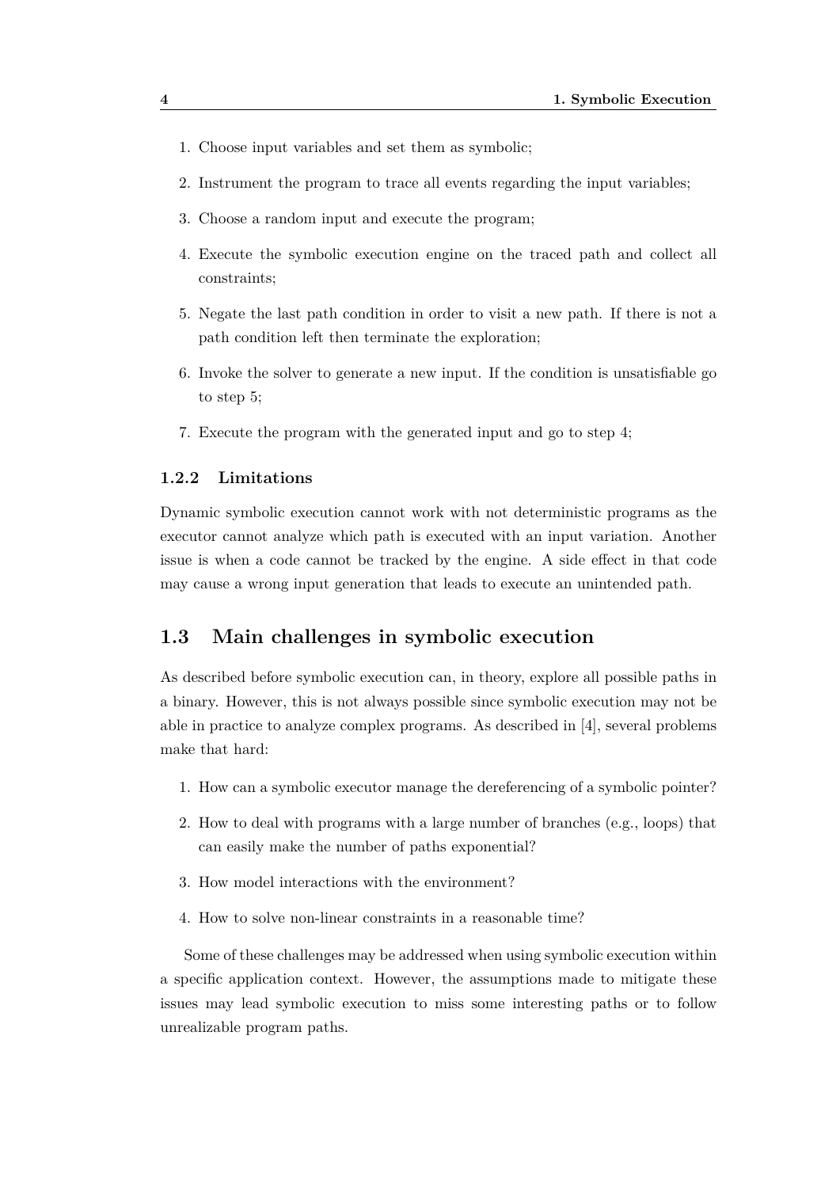1. Choose input variables and set them as symbolic;
2. Instrument the program to trace all events regarding the input variables;
3. Choose a random input and execute the program;
4. Execute the symbolic execution engine on the traced path and collect all constraints;
5. Negate the last path condition in order to visit a new path. If there is not a path condition left then terminate the exploration;
6. Invoke the solver to generate a new input. If the condition is unsatisfiable go to step 5;
7. Execute the program with the generated input and go to step 4;

### 1.2.2 Limitations

Dynamic symbolic execution cannot work with not deterministic programs as the executor cannot analyze which path is executed with an input variation. Another issue is when a code cannot be tracked by the engine. A side effect in that code may cause a wrong input generation that leads to execute an unintended path.

## 1.3 Main challenges in symbolic execution

As described before symbolic execution can, in theory, explore all possible paths in a binary. However, this is not always possible since symbolic execution may not be able in practice to analyze complex programs. As described in [4], several problems make that hard:

1. How can a symbolic executor manage the dereferencing of a symbolic pointer?
2. How to deal with programs with a large number of branches (e.g., loops) that can easily make the number of paths exponential?
3. How model interactions with the environment?
4. How to solve non-linear constraints in a reasonable time?

Some of these challenges may be addressed when using symbolic execution within a specific application context. However, the assumptions made to mitigate these issues may lead symbolic execution to miss some interesting paths or to follow unrealizable program paths.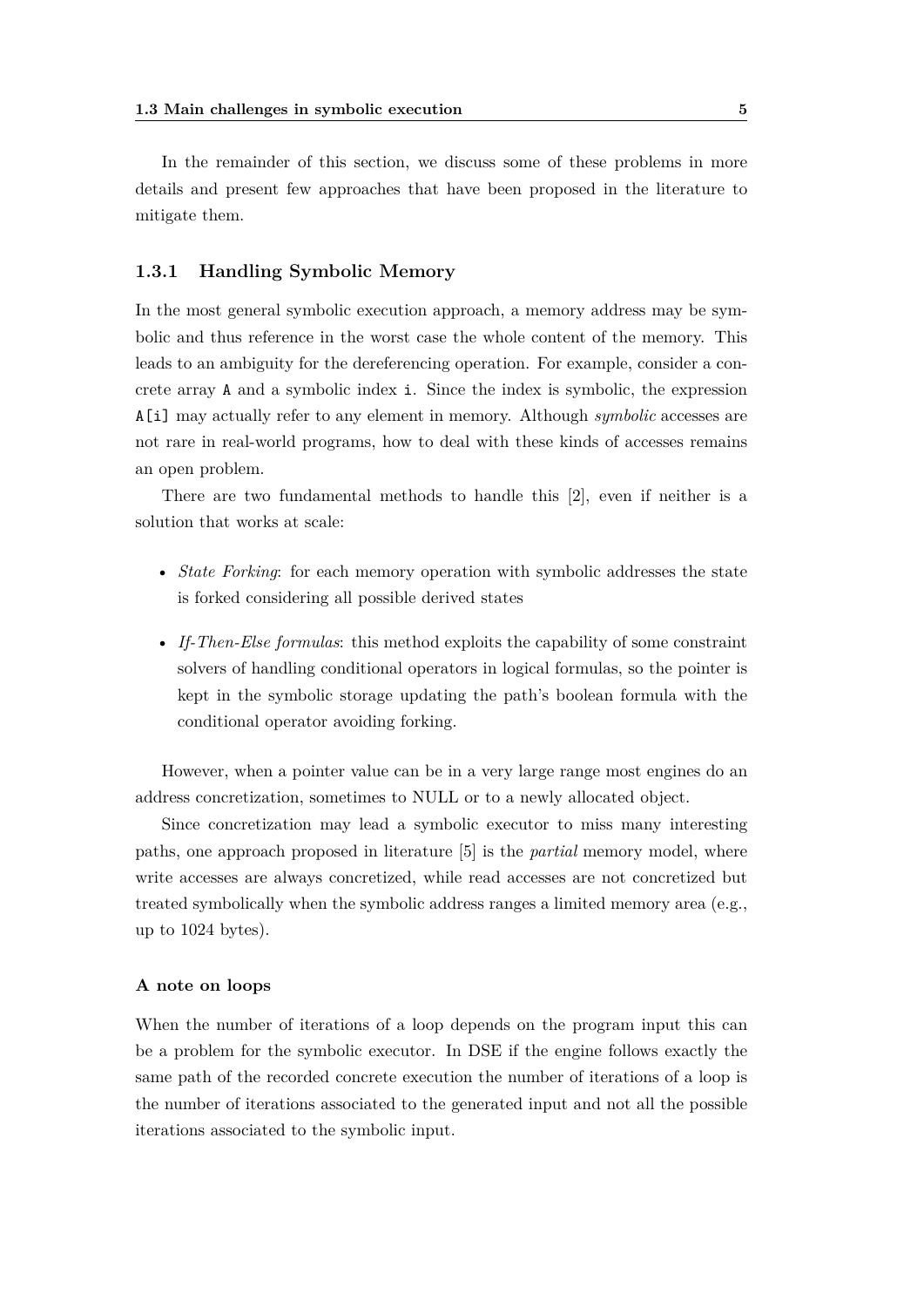In the remainder of this section, we discuss some of these problems in more details and present few approaches that have been proposed in the literature to mitigate them.

### 1.3.1 Handling Symbolic Memory

In the most general symbolic execution approach, a memory address may be symbolic and thus reference in the worst case the whole content of the memory. This leads to an ambiguity for the dereferencing operation. For example, consider a concrete array `A` and a symbolic index `i`. Since the index is symbolic, the expression `A[i]` may actually refer to any element in memory. Although *symbolic* accesses are not rare in real-world programs, how to deal with these kinds of accesses remains an open problem.

There are two fundamental methods to handle this [2], even if neither is a solution that works at scale:

- *State Forking*: for each memory operation with symbolic addresses the state is forked considering all possible derived states
- *If-Then-Else formulas*: this method exploits the capability of some constraint solvers of handling conditional operators in logical formulas, so the pointer is kept in the symbolic storage updating the path's boolean formula with the conditional operator avoiding forking.

However, when a pointer value can be in a very large range most engines do an address concretization, sometimes to NULL or to a newly allocated object.

Since concretization may lead a symbolic executor to miss many interesting paths, one approach proposed in literature [5] is the *partial* memory model, where write accesses are always concretized, while read accesses are not concretized but treated symbolically when the symbolic address ranges a limited memory area (e.g., up to 1024 bytes).

#### A note on loops

When the number of iterations of a loop depends on the program input this can be a problem for the symbolic executor. In DSE if the engine follows exactly the same path of the recorded concrete execution the number of iterations of a loop is the number of iterations associated to the generated input and not all the possible iterations associated to the symbolic input.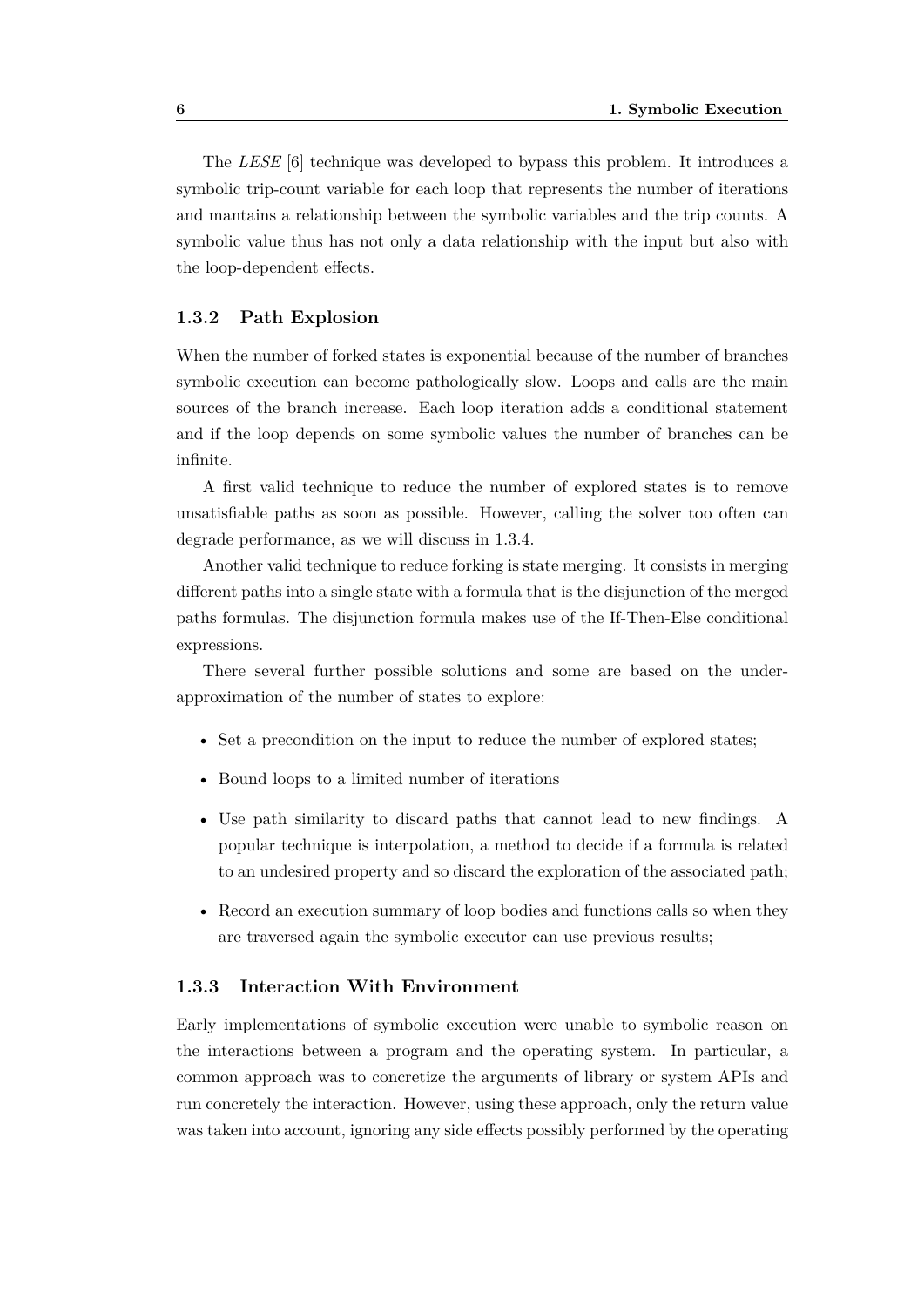The *LESE* [6] technique was developed to bypass this problem. It introduces a symbolic trip-count variable for each loop that represents the number of iterations and mantains a relationship between the symbolic variables and the trip counts. A symbolic value thus has not only a data relationship with the input but also with the loop-dependent effects.

### 1.3.2 Path Explosion

When the number of forked states is exponential because of the number of branches symbolic execution can become pathologically slow. Loops and calls are the main sources of the branch increase. Each loop iteration adds a conditional statement and if the loop depends on some symbolic values the number of branches can be infinite.

A first valid technique to reduce the number of explored states is to remove unsatisfiable paths as soon as possible. However, calling the solver too often can degrade performance, as we will discuss in 1.3.4.

Another valid technique to reduce forking is state merging. It consists in merging different paths into a single state with a formula that is the disjunction of the merged paths formulas. The disjunction formula makes use of the If-Then-Else conditional expressions.

There several further possible solutions and some are based on the under-approximation of the number of states to explore:

- Set a precondition on the input to reduce the number of explored states;
- Bound loops to a limited number of iterations
- Use path similarity to discard paths that cannot lead to new findings. A popular technique is interpolation, a method to decide if a formula is related to an undesired property and so discard the exploration of the associated path;
- Record an execution summary of loop bodies and functions calls so when they are traversed again the symbolic executor can use previous results;

### 1.3.3 Interaction With Environment

Early implementations of symbolic execution were unable to symbolic reason on the interactions between a program and the operating system. In particular, a common approach was to concretize the arguments of library or system APIs and run concretely the interaction. However, using these approach, only the return value was taken into account, ignoring any side effects possibly performed by the operating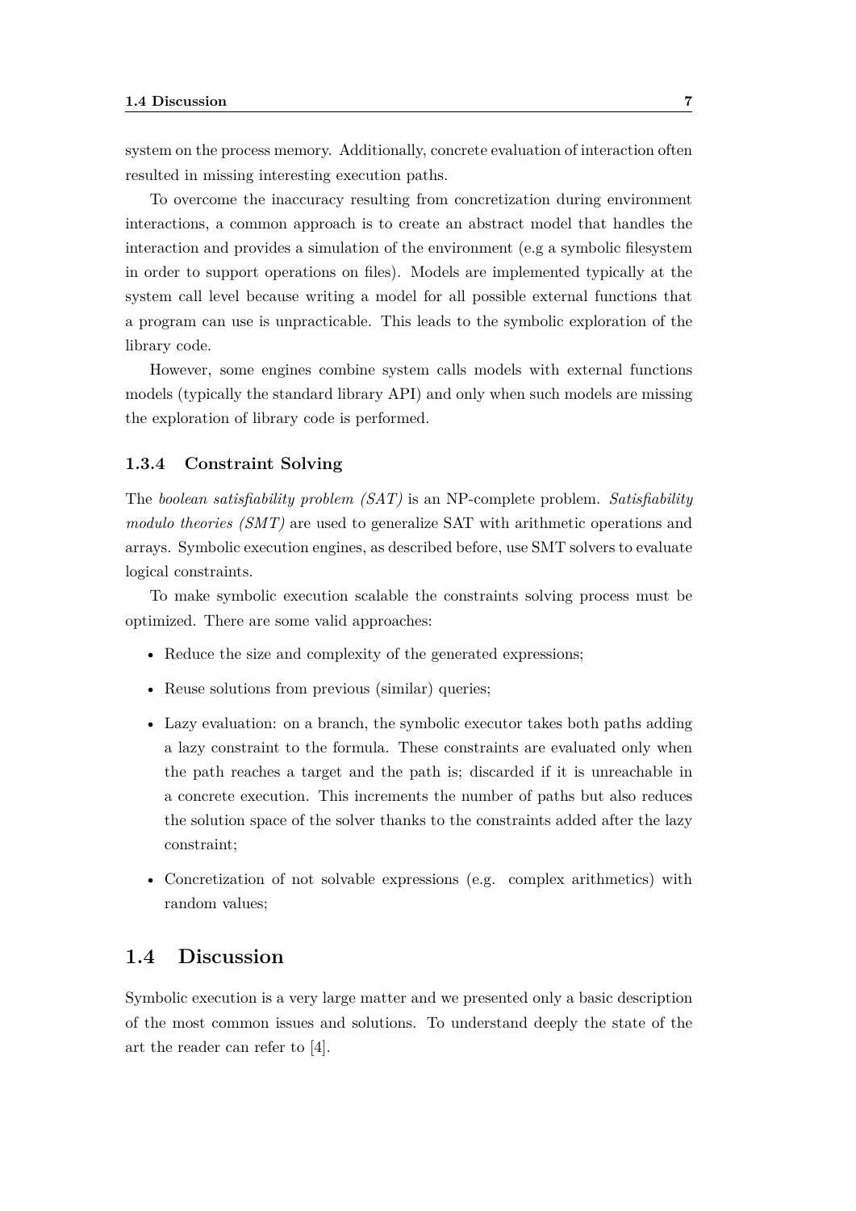system on the process memory. Additionally, concrete evaluation of interaction often resulted in missing interesting execution paths.

To overcome the inaccuracy resulting from concretization during environment interactions, a common approach is to create an abstract model that handles the interaction and provides a simulation of the environment (e.g a symbolic filesystem in order to support operations on files). Models are implemented typically at the system call level because writing a model for all possible external functions that a program can use is unpracticable. This leads to the symbolic exploration of the library code.

However, some engines combine system calls models with external functions models (typically the standard library API) and only when such models are missing the exploration of library code is performed.

### 1.3.4 Constraint Solving

The *boolean satisfiability problem (SAT)* is an NP-complete problem. *Satisfiability modulo theories (SMT)* are used to generalize SAT with arithmetic operations and arrays. Symbolic execution engines, as described before, use SMT solvers to evaluate logical constraints.

To make symbolic execution scalable the constraints solving process must be optimized. There are some valid approaches:

- Reduce the size and complexity of the generated expressions;
- Reuse solutions from previous (similar) queries;
- Lazy evaluation: on a branch, the symbolic executor takes both paths adding a lazy constraint to the formula. These constraints are evaluated only when the path reaches a target and the path is; discarded if it is unreachable in a concrete execution. This increments the number of paths but also reduces the solution space of the solver thanks to the constraints added after the lazy constraint;
- Concretization of not solvable expressions (e.g. complex arithmetics) with random values;

## 1.4 Discussion

Symbolic execution is a very large matter and we presented only a basic description of the most common issues and solutions. To understand deeply the state of the art the reader can refer to [4].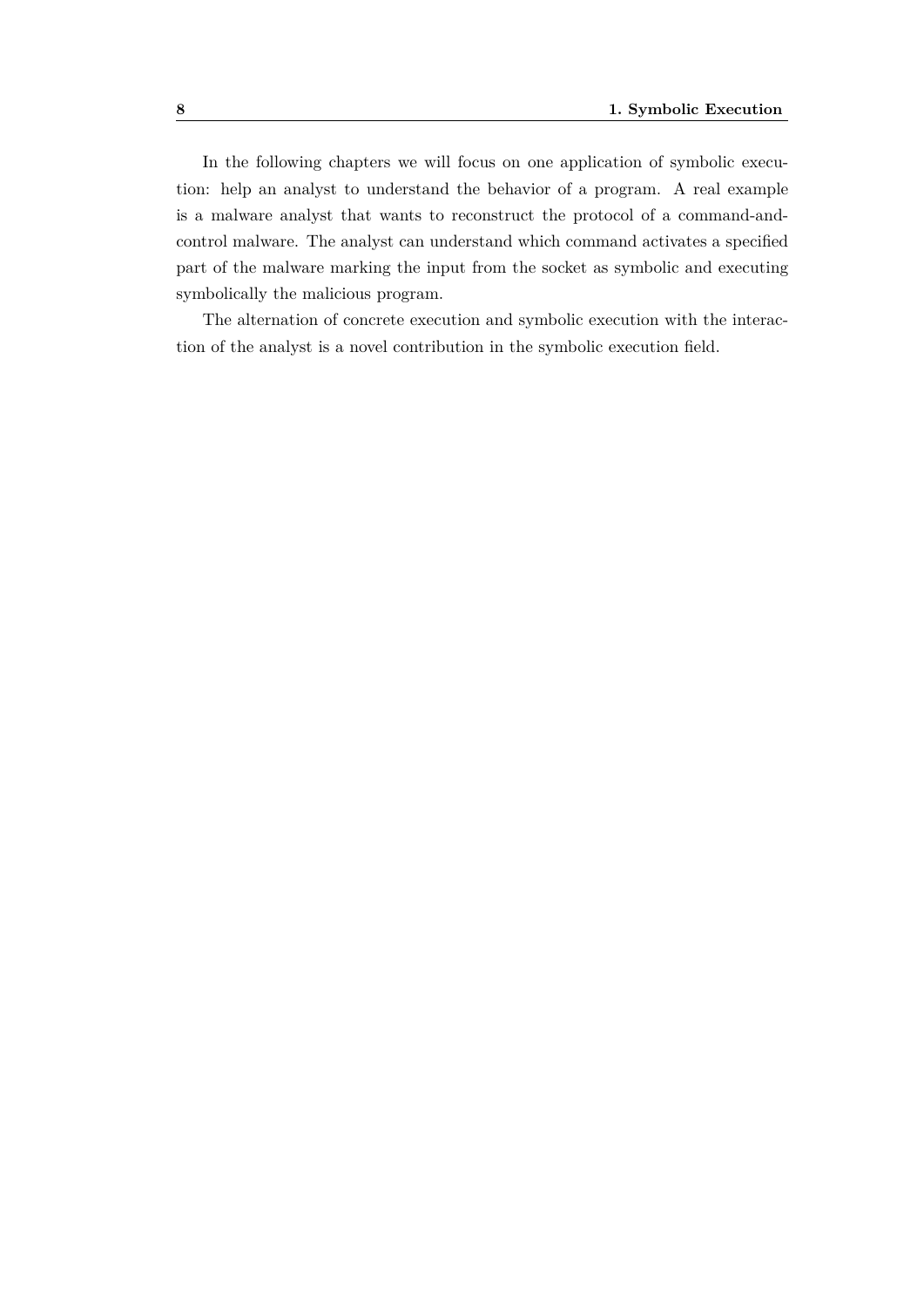In the following chapters we will focus on one application of symbolic execution: help an analyst to understand the behavior of a program. A real example is a malware analyst that wants to reconstruct the protocol of a command-and-control malware. The analyst can understand which command activates a specified part of the malware marking the input from the socket as symbolic and executing symbolically the malicious program.

The alternation of concrete execution and symbolic execution with the interaction of the analyst is a novel contribution in the symbolic execution field.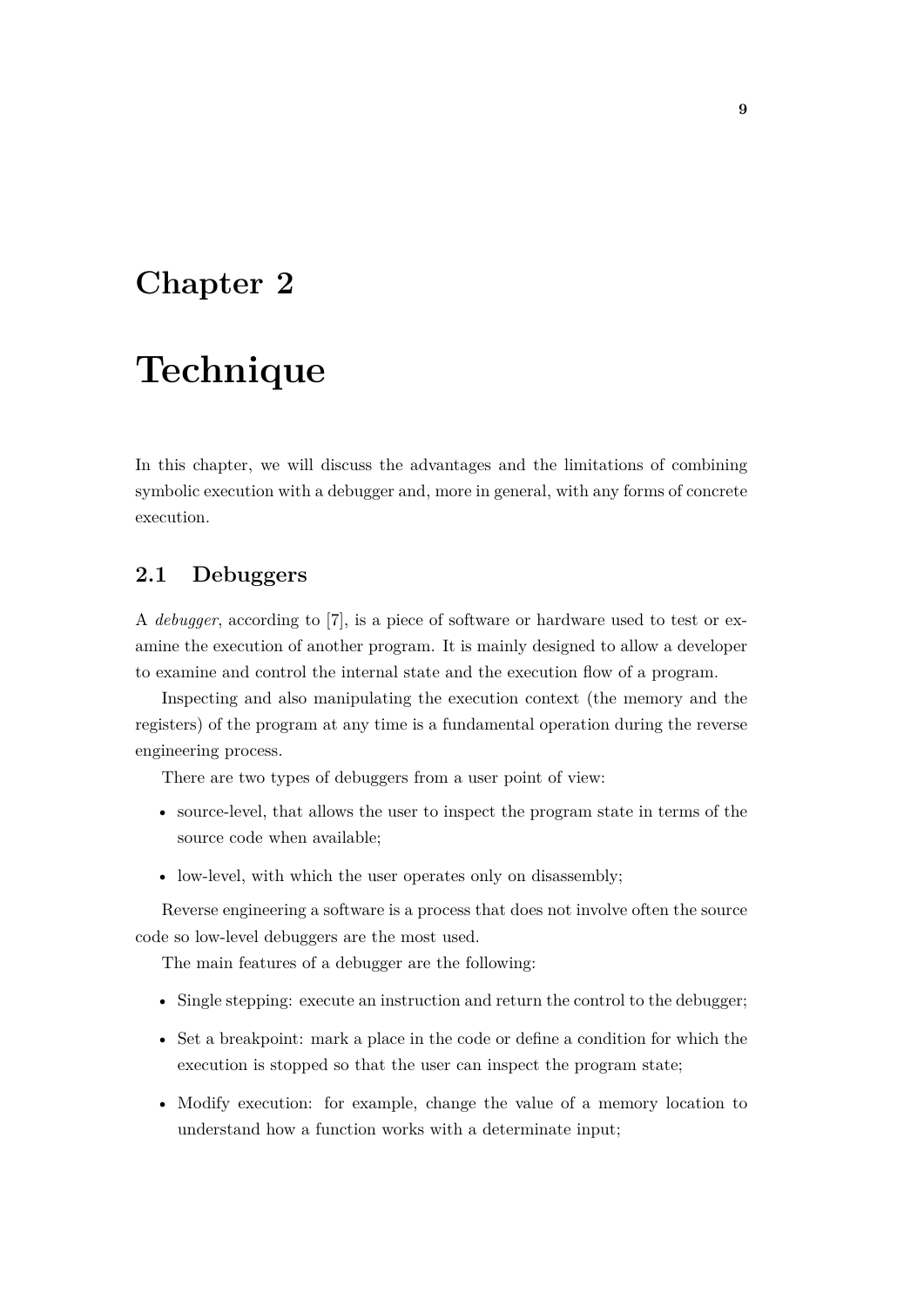# Chapter 2

# Technique

In this chapter, we will discuss the advantages and the limitations of combining symbolic execution with a debugger and, more in general, with any forms of concrete execution.

## 2.1 Debuggers

A *debugger*, according to [7], is a piece of software or hardware used to test or examine the execution of another program. It is mainly designed to allow a developer to examine and control the internal state and the execution flow of a program.

Inspecting and also manipulating the execution context (the memory and the registers) of the program at any time is a fundamental operation during the reverse engineering process.

There are two types of debuggers from a user point of view:

- source-level, that allows the user to inspect the program state in terms of the source code when available;
- low-level, with which the user operates only on disassembly;

Reverse engineering a software is a process that does not involve often the source code so low-level debuggers are the most used.

The main features of a debugger are the following:

- Single stepping: execute an instruction and return the control to the debugger;
- Set a breakpoint: mark a place in the code or define a condition for which the execution is stopped so that the user can inspect the program state;
- Modify execution: for example, change the value of a memory location to understand how a function works with a determinate input;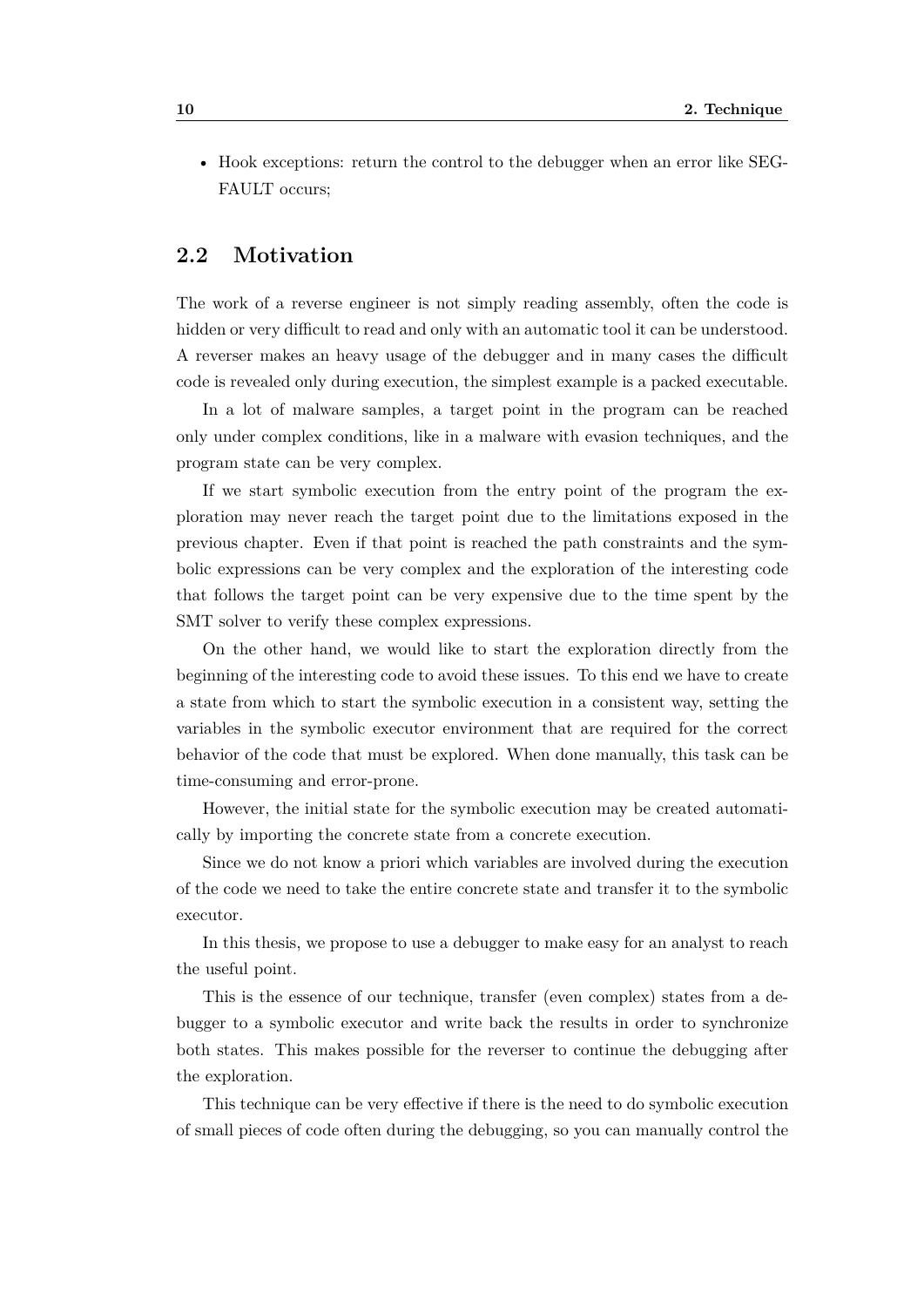- Hook exceptions: return the control to the debugger when an error like SEGFAULT occurs;

## 2.2 Motivation

The work of a reverse engineer is not simply reading assembly, often the code is hidden or very difficult to read and only with an automatic tool it can be understood. A reverser makes an heavy usage of the debugger and in many cases the difficult code is revealed only during execution, the simplest example is a packed executable.

In a lot of malware samples, a target point in the program can be reached only under complex conditions, like in a malware with evasion techniques, and the program state can be very complex.

If we start symbolic execution from the entry point of the program the exploration may never reach the target point due to the limitations exposed in the previous chapter. Even if that point is reached the path constraints and the symbolic expressions can be very complex and the exploration of the interesting code that follows the target point can be very expensive due to the time spent by the SMT solver to verify these complex expressions.

On the other hand, we would like to start the exploration directly from the beginning of the interesting code to avoid these issues. To this end we have to create a state from which to start the symbolic execution in a consistent way, setting the variables in the symbolic executor environment that are required for the correct behavior of the code that must be explored. When done manually, this task can be time-consuming and error-prone.

However, the initial state for the symbolic execution may be created automatically by importing the concrete state from a concrete execution.

Since we do not know a priori which variables are involved during the execution of the code we need to take the entire concrete state and transfer it to the symbolic executor.

In this thesis, we propose to use a debugger to make easy for an analyst to reach the useful point.

This is the essence of our technique, transfer (even complex) states from a debugger to a symbolic executor and write back the results in order to synchronize both states. This makes possible for the reverser to continue the debugging after the exploration.

This technique can be very effective if there is the need to do symbolic execution of small pieces of code often during the debugging, so you can manually control the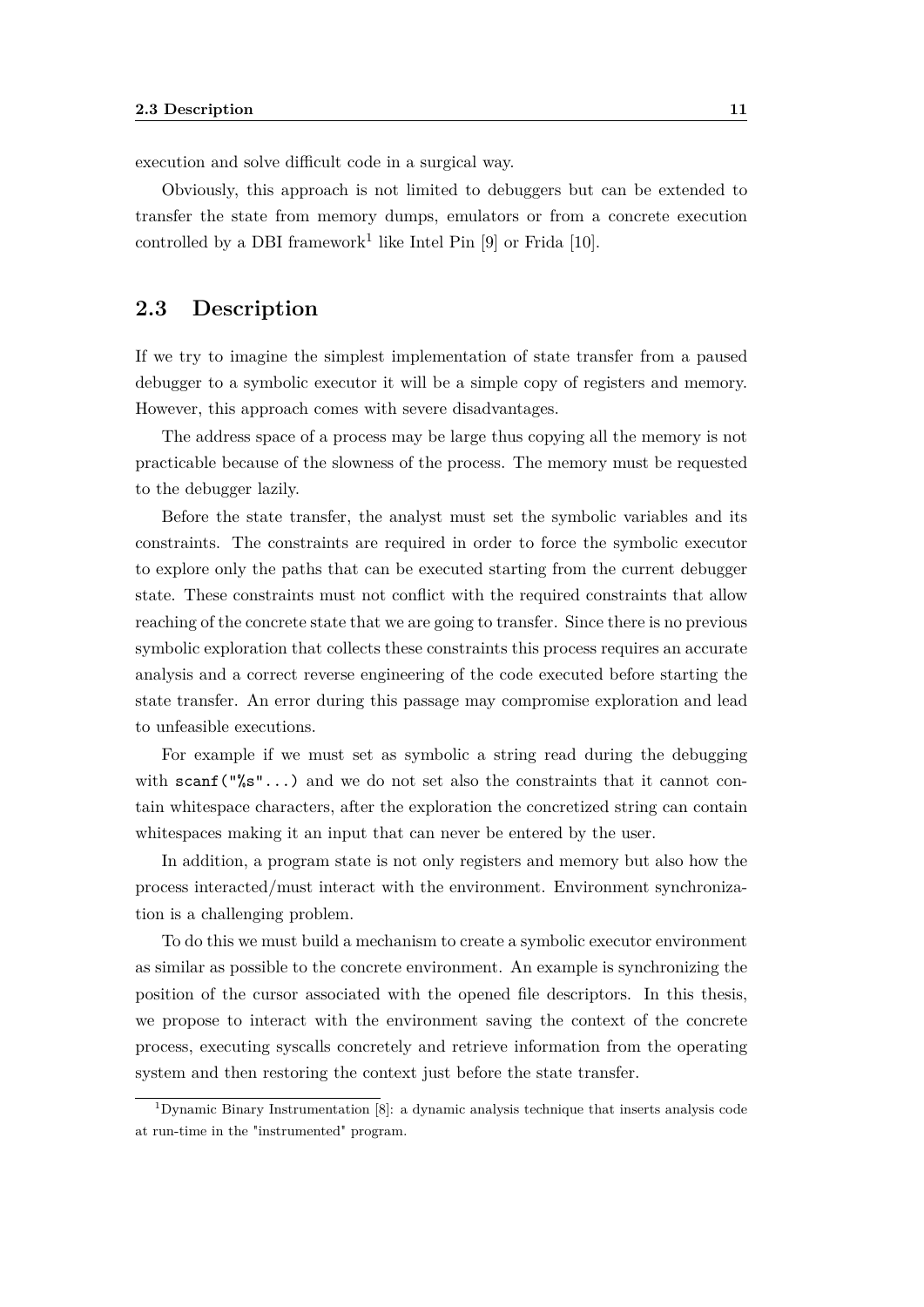execution and solve difficult code in a surgical way.

Obviously, this approach is not limited to debuggers but can be extended to transfer the state from memory dumps, emulators or from a concrete execution controlled by a DBI framework[1] like Intel Pin [9] or Frida [10].

## 2.3 Description

If we try to imagine the simplest implementation of state transfer from a paused debugger to a symbolic executor it will be a simple copy of registers and memory. However, this approach comes with severe disadvantages.

The address space of a process may be large thus copying all the memory is not practicable because of the slowness of the process. The memory must be requested to the debugger lazily.

Before the state transfer, the analyst must set the symbolic variables and its constraints. The constraints are required in order to force the symbolic executor to explore only the paths that can be executed starting from the current debugger state. These constraints must not conflict with the required constraints that allow reaching of the concrete state that we are going to transfer. Since there is no previous symbolic exploration that collects these constraints this process requires an accurate analysis and a correct reverse engineering of the code executed before starting the state transfer. An error during this passage may compromise exploration and lead to unfeasible executions.

For example if we must set as symbolic a string read during the debugging with `scanf("%s"...)` and we do not set also the constraints that it cannot contain whitespace characters, after the exploration the concretized string can contain whitespaces making it an input that can never be entered by the user.

In addition, a program state is not only registers and memory but also how the process interacted/must interact with the environment. Environment synchronization is a challenging problem.

To do this we must build a mechanism to create a symbolic executor environment as similar as possible to the concrete environment. An example is synchronizing the position of the cursor associated with the opened file descriptors. In this thesis, we propose to interact with the environment saving the context of the concrete process, executing syscalls concretely and retrieve information from the operating system and then restoring the context just before the state transfer.

[1] Dynamic Binary Instrumentation [8]: a dynamic analysis technique that inserts analysis code at run-time in the "instrumented" program.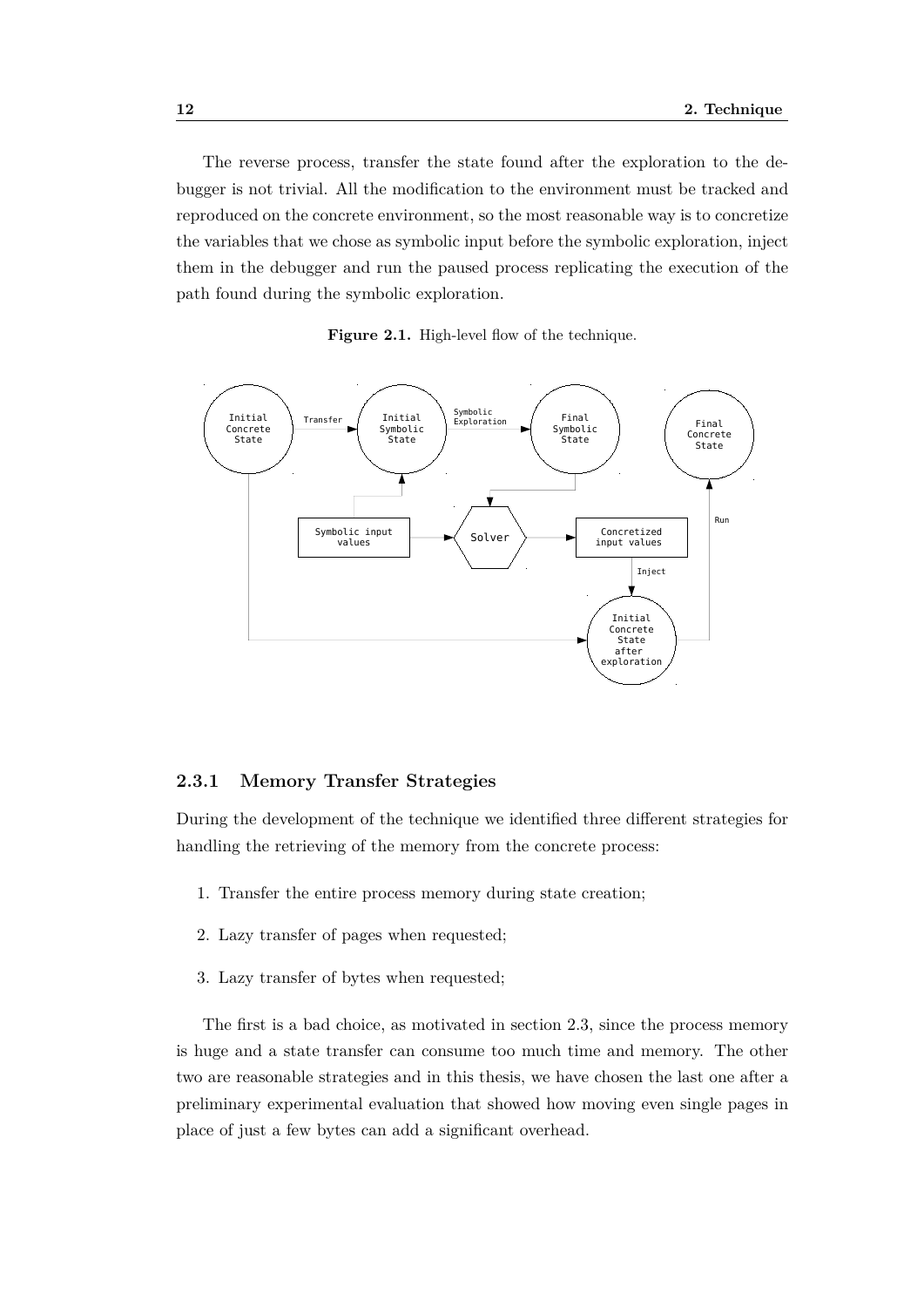The reverse process, transfer the state found after the exploration to the debugger is not trivial. All the modification to the environment must be tracked and reproduced on the concrete environment, so the most reasonable way is to concretize the variables that we chose as symbolic input before the symbolic exploration, inject them in the debugger and run the paused process replicating the execution of the path found during the symbolic exploration.

**Figure 2.1.** High-level flow of the technique.

### 2.3.1 Memory Transfer Strategies

During the development of the technique we identified three different strategies for handling the retrieving of the memory from the concrete process:

1. Transfer the entire process memory during state creation;
2. Lazy transfer of pages when requested;
3. Lazy transfer of bytes when requested;

The first is a bad choice, as motivated in section 2.3, since the process memory is huge and a state transfer can consume too much time and memory. The other two are reasonable strategies and in this thesis, we have chosen the last one after a preliminary experimental evaluation that showed how moving even single pages in place of just a few bytes can add a significant overhead.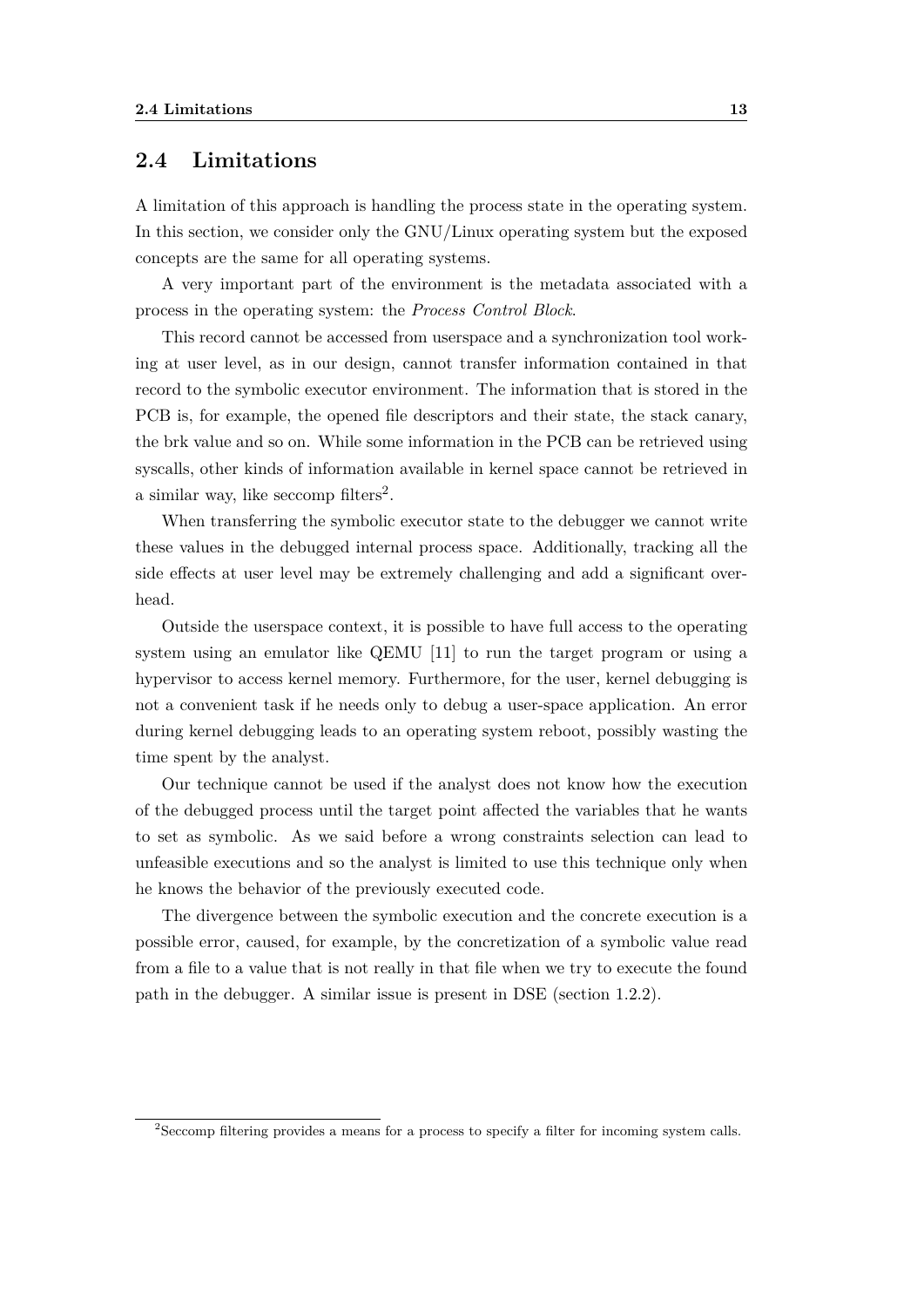## 2.4 Limitations

A limitation of this approach is handling the process state in the operating system. In this section, we consider only the GNU/Linux operating system but the exposed concepts are the same for all operating systems.

A very important part of the environment is the metadata associated with a process in the operating system: the *Process Control Block*.

This record cannot be accessed from userspace and a synchronization tool working at user level, as in our design, cannot transfer information contained in that record to the symbolic executor environment. The information that is stored in the PCB is, for example, the opened file descriptors and their state, the stack canary, the brk value and so on. While some information in the PCB can be retrieved using syscalls, other kinds of information available in kernel space cannot be retrieved in a similar way, like seccomp filters[2].

When transferring the symbolic executor state to the debugger we cannot write these values in the debugged internal process space. Additionally, tracking all the side effects at user level may be extremely challenging and add a significant overhead.

Outside the userspace context, it is possible to have full access to the operating system using an emulator like QEMU [11] to run the target program or using a hypervisor to access kernel memory. Furthermore, for the user, kernel debugging is not a convenient task if he needs only to debug a user-space application. An error during kernel debugging leads to an operating system reboot, possibly wasting the time spent by the analyst.

Our technique cannot be used if the analyst does not know how the execution of the debugged process until the target point affected the variables that he wants to set as symbolic. As we said before a wrong constraints selection can lead to unfeasible executions and so the analyst is limited to use this technique only when he knows the behavior of the previously executed code.

The divergence between the symbolic execution and the concrete execution is a possible error, caused, for example, by the concretization of a symbolic value read from a file to a value that is not really in that file when we try to execute the found path in the debugger. A similar issue is present in DSE (section 1.2.2).

[2] Seccomp filtering provides a means for a process to specify a filter for incoming system calls.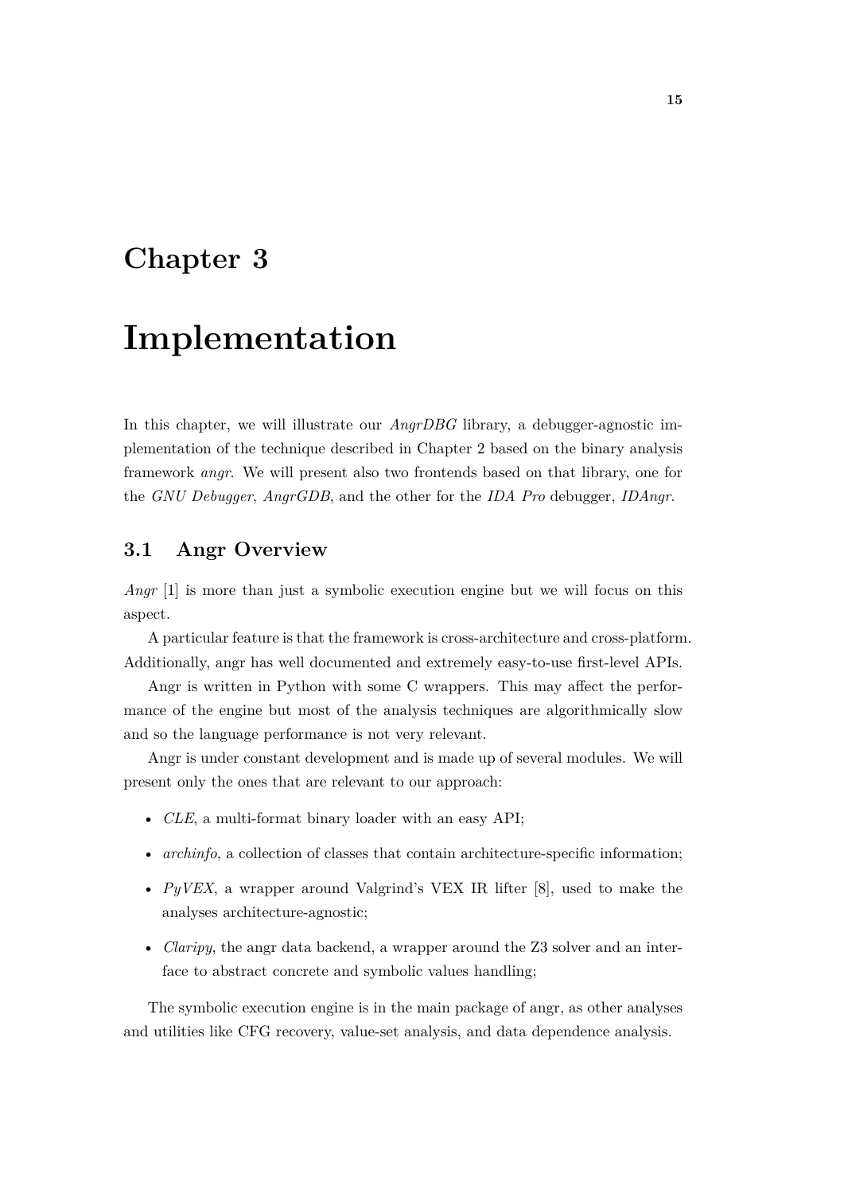# Chapter 3

# Implementation

In this chapter, we will illustrate our *AngrDBG* library, a debugger-agnostic implementation of the technique described in Chapter 2 based on the binary analysis framework *angr*. We will present also two frontends based on that library, one for the *GNU Debugger*, *AngrGDB*, and the other for the *IDA Pro* debugger, *IDAngr*.

## 3.1 Angr Overview

*Angr* [1] is more than just a symbolic execution engine but we will focus on this aspect.

A particular feature is that the framework is cross-architecture and cross-platform. Additionally, angr has well documented and extremely easy-to-use first-level APIs.

Angr is written in Python with some C wrappers. This may affect the performance of the engine but most of the analysis techniques are algorithmically slow and so the language performance is not very relevant.

Angr is under constant development and is made up of several modules. We will present only the ones that are relevant to our approach:

- *CLE*, a multi-format binary loader with an easy API;
- *archinfo*, a collection of classes that contain architecture-specific information;
- *PyVEX*, a wrapper around Valgrind's VEX IR lifter [8], used to make the analyses architecture-agnostic;
- *Claripy*, the angr data backend, a wrapper around the Z3 solver and an interface to abstract concrete and symbolic values handling;

The symbolic execution engine is in the main package of angr, as other analyses and utilities like CFG recovery, value-set analysis, and data dependence analysis.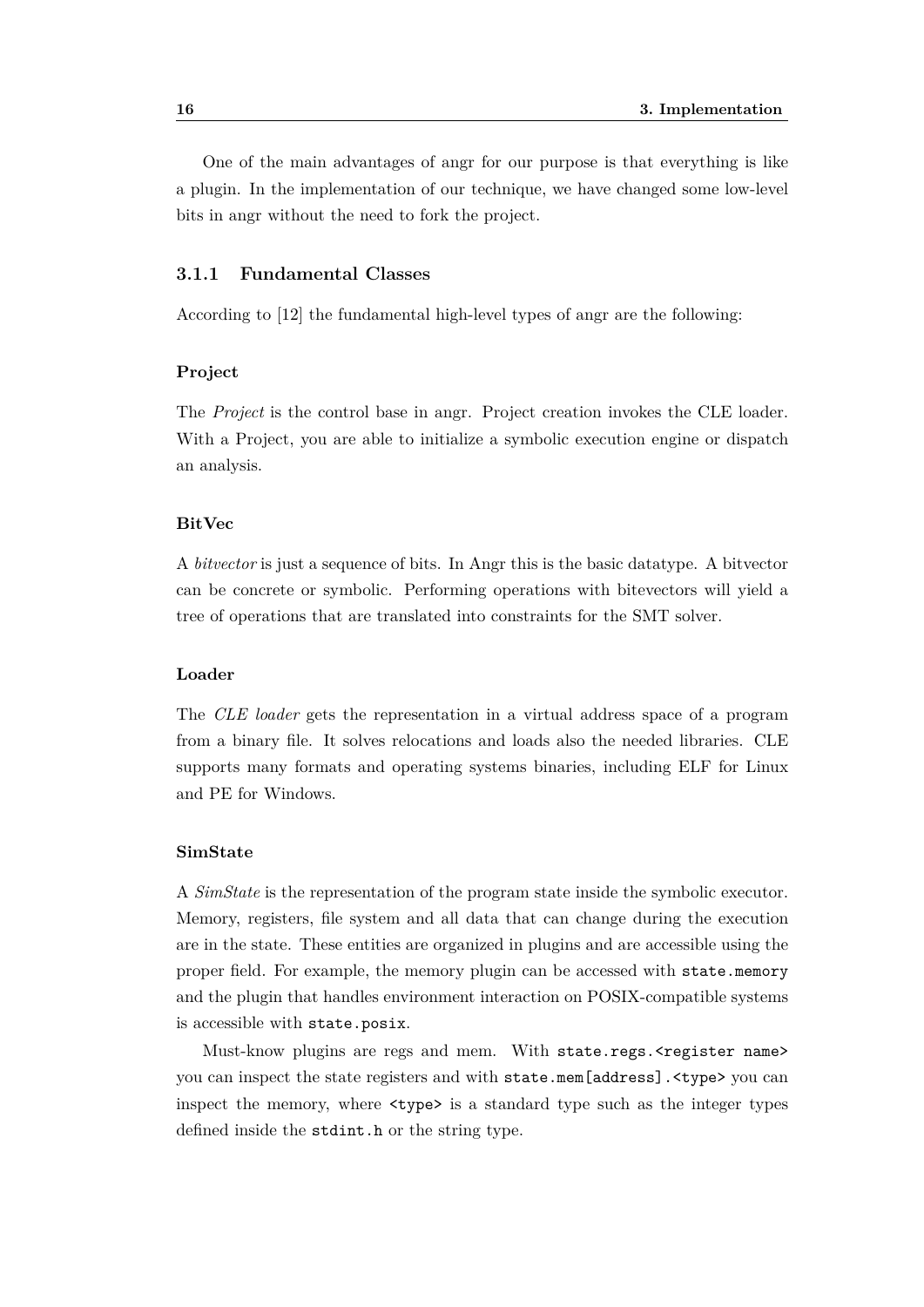One of the main advantages of angr for our purpose is that everything is like a plugin. In the implementation of our technique, we have changed some low-level bits in angr without the need to fork the project.

### 3.1.1 Fundamental Classes

According to [12] the fundamental high-level types of angr are the following:

#### Project

The *Project* is the control base in angr. Project creation invokes the CLE loader. With a Project, you are able to initialize a symbolic execution engine or dispatch an analysis.

#### BitVec

A *bitvector* is just a sequence of bits. In Angr this is the basic datatype. A bitvector can be concrete or symbolic. Performing operations with bitevectors will yield a tree of operations that are translated into constraints for the SMT solver.

#### Loader

The *CLE loader* gets the representation in a virtual address space of a program from a binary file. It solves relocations and loads also the needed libraries. CLE supports many formats and operating systems binaries, including ELF for Linux and PE for Windows.

#### SimState

A *SimState* is the representation of the program state inside the symbolic executor. Memory, registers, file system and all data that can change during the execution are in the state. These entities are organized in plugins and are accessible using the proper field. For example, the memory plugin can be accessed with `state.memory` and the plugin that handles environment interaction on POSIX-compatible systems is accessible with `state.posix`.

Must-know plugins are regs and mem. With `state.regs.<register name>` you can inspect the state registers and with `state.mem[address].<type>` you can inspect the memory, where `<type>` is a standard type such as the integer types defined inside the `stdint.h` or the string type.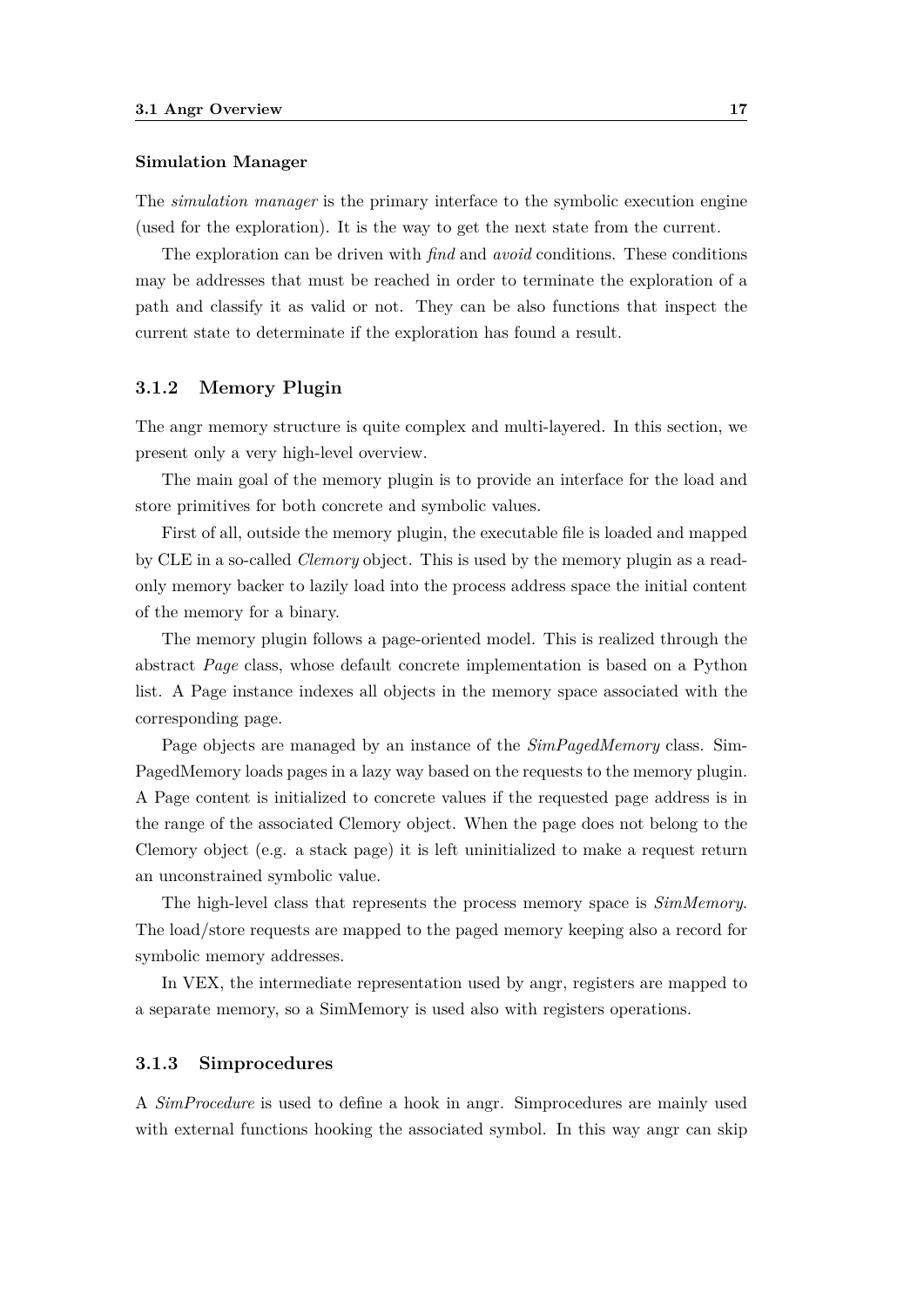#### Simulation Manager

The *simulation manager* is the primary interface to the symbolic execution engine (used for the exploration). It is the way to get the next state from the current.

The exploration can be driven with *find* and *avoid* conditions. These conditions may be addresses that must be reached in order to terminate the exploration of a path and classify it as valid or not. They can be also functions that inspect the current state to determinate if the exploration has found a result.

### 3.1.2 Memory Plugin

The angr memory structure is quite complex and multi-layered. In this section, we present only a very high-level overview.

The main goal of the memory plugin is to provide an interface for the load and store primitives for both concrete and symbolic values.

First of all, outside the memory plugin, the executable file is loaded and mapped by CLE in a so-called *Clemory* object. This is used by the memory plugin as a read-only memory backer to lazily load into the process address space the initial content of the memory for a binary.

The memory plugin follows a page-oriented model. This is realized through the abstract *Page* class, whose default concrete implementation is based on a Python list. A Page instance indexes all objects in the memory space associated with the corresponding page.

Page objects are managed by an instance of the *SimPagedMemory* class. SimPagedMemory loads pages in a lazy way based on the requests to the memory plugin. A Page content is initialized to concrete values if the requested page address is in the range of the associated Clemory object. When the page does not belong to the Clemory object (e.g. a stack page) it is left uninitialized to make a request return an unconstrained symbolic value.

The high-level class that represents the process memory space is *SimMemory*. The load/store requests are mapped to the paged memory keeping also a record for symbolic memory addresses.

In VEX, the intermediate representation used by angr, registers are mapped to a separate memory, so a SimMemory is used also with registers operations.

### 3.1.3 Simprocedures

A *SimProcedure* is used to define a hook in angr. Simprocedures are mainly used with external functions hooking the associated symbol. In this way angr can skip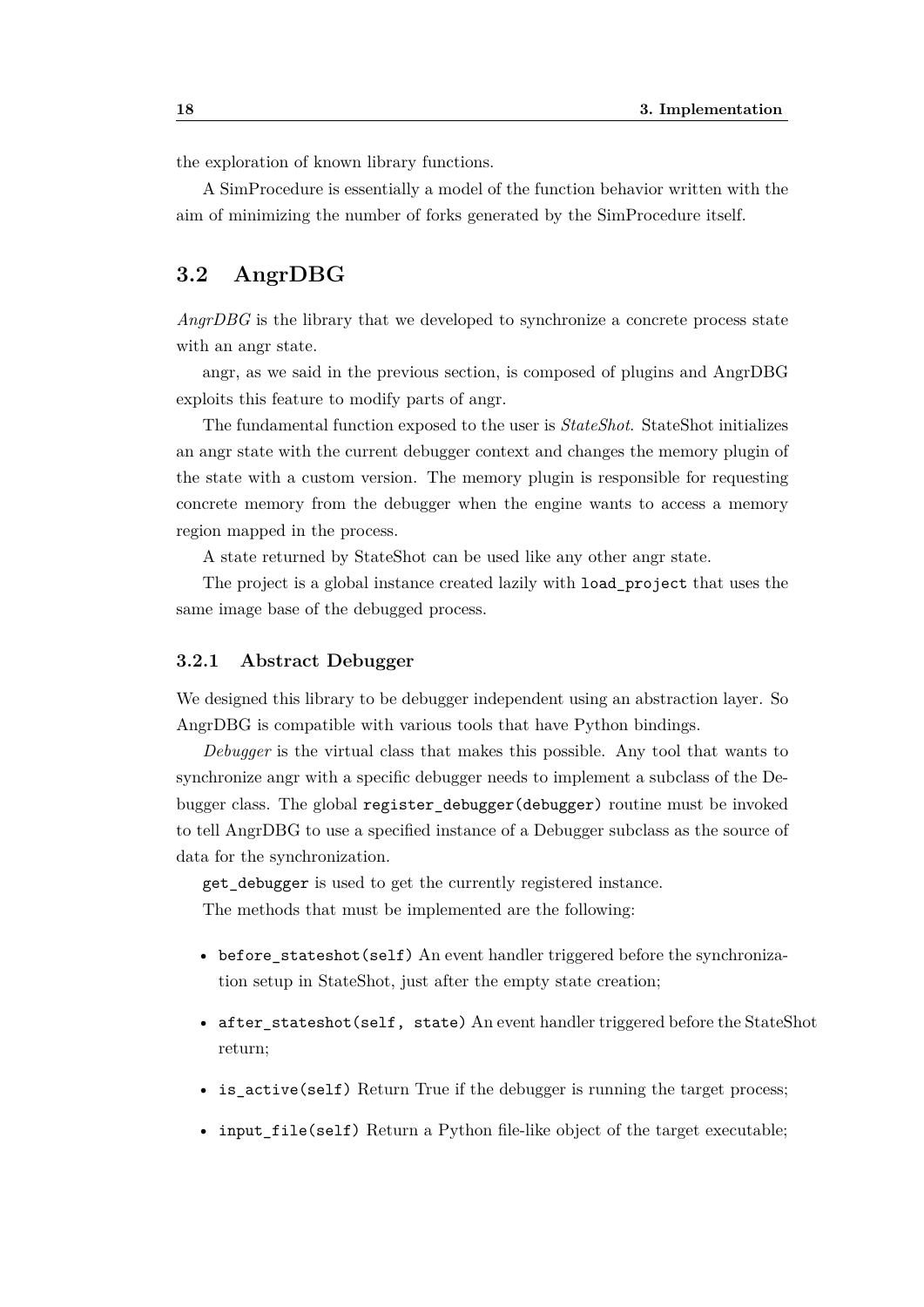the exploration of known library functions.

A SimProcedure is essentially a model of the function behavior written with the aim of minimizing the number of forks generated by the SimProcedure itself.

## 3.2 AngrDBG

*AngrDBG* is the library that we developed to synchronize a concrete process state with an angr state.

angr, as we said in the previous section, is composed of plugins and AngrDBG exploits this feature to modify parts of angr.

The fundamental function exposed to the user is *StateShot*. StateShot initializes an angr state with the current debugger context and changes the memory plugin of the state with a custom version. The memory plugin is responsible for requesting concrete memory from the debugger when the engine wants to access a memory region mapped in the process.

A state returned by StateShot can be used like any other angr state.

The project is a global instance created lazily with `load_project` that uses the same image base of the debugged process.

### 3.2.1 Abstract Debugger

We designed this library to be debugger independent using an abstraction layer. So AngrDBG is compatible with various tools that have Python bindings.

*Debugger* is the virtual class that makes this possible. Any tool that wants to synchronize angr with a specific debugger needs to implement a subclass of the Debugger class. The global `register_debugger(debugger)` routine must be invoked to tell AngrDBG to use a specified instance of a Debugger subclass as the source of data for the synchronization.

`get_debugger` is used to get the currently registered instance.

The methods that must be implemented are the following:

- `before_stateshot(self)` An event handler triggered before the synchronization setup in StateShot, just after the empty state creation;
- `after_stateshot(self, state)` An event handler triggered before the StateShot return;
- `is_active(self)` Return True if the debugger is running the target process;
- `input_file(self)` Return a Python file-like object of the target executable;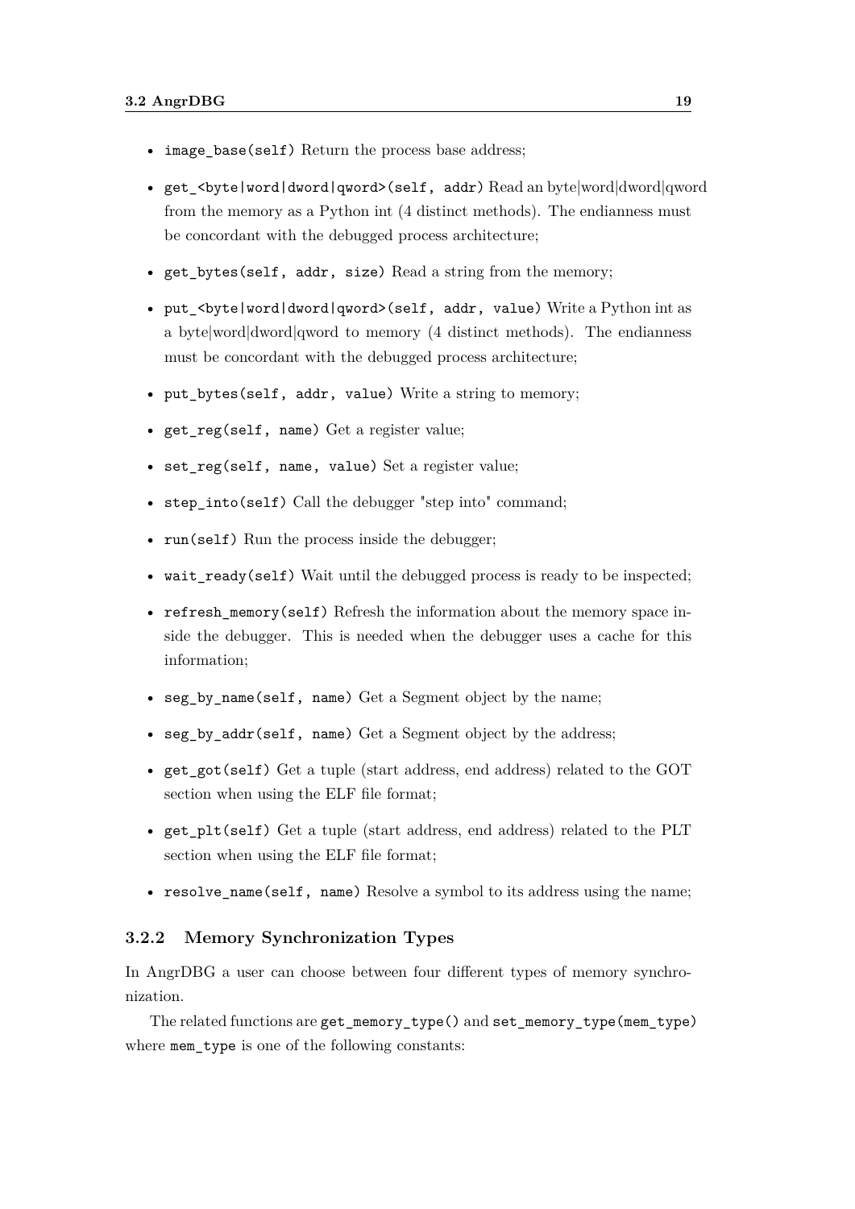- `image_base(self)` Return the process base address;
- `get_<byte|word|dword|qword>(self, addr)` Read an byte|word|dword|qword from the memory as a Python int (4 distinct methods). The endianness must be concordant with the debugged process architecture;
- `get_bytes(self, addr, size)` Read a string from the memory;
- `put_<byte|word|dword|qword>(self, addr, value)` Write a Python int as a byte|word|dword|qword to memory (4 distinct methods). The endianness must be concordant with the debugged process architecture;
- `put_bytes(self, addr, value)` Write a string to memory;
- `get_reg(self, name)` Get a register value;
- `set_reg(self, name, value)` Set a register value;
- `step_into(self)` Call the debugger "step into" command;
- `run(self)` Run the process inside the debugger;
- `wait_ready(self)` Wait until the debugged process is ready to be inspected;
- `refresh_memory(self)` Refresh the information about the memory space inside the debugger. This is needed when the debugger uses a cache for this information;
- `seg_by_name(self, name)` Get a Segment object by the name;
- `seg_by_addr(self, name)` Get a Segment object by the address;
- `get_got(self)` Get a tuple (start address, end address) related to the GOT section when using the ELF file format;
- `get_plt(self)` Get a tuple (start address, end address) related to the PLT section when using the ELF file format;
- `resolve_name(self, name)` Resolve a symbol to its address using the name;

### 3.2.2 Memory Synchronization Types

In AngrDBG a user can choose between four different types of memory synchronization.

The related functions are `get_memory_type()` and `set_memory_type(mem_type)` where `mem_type` is one of the following constants: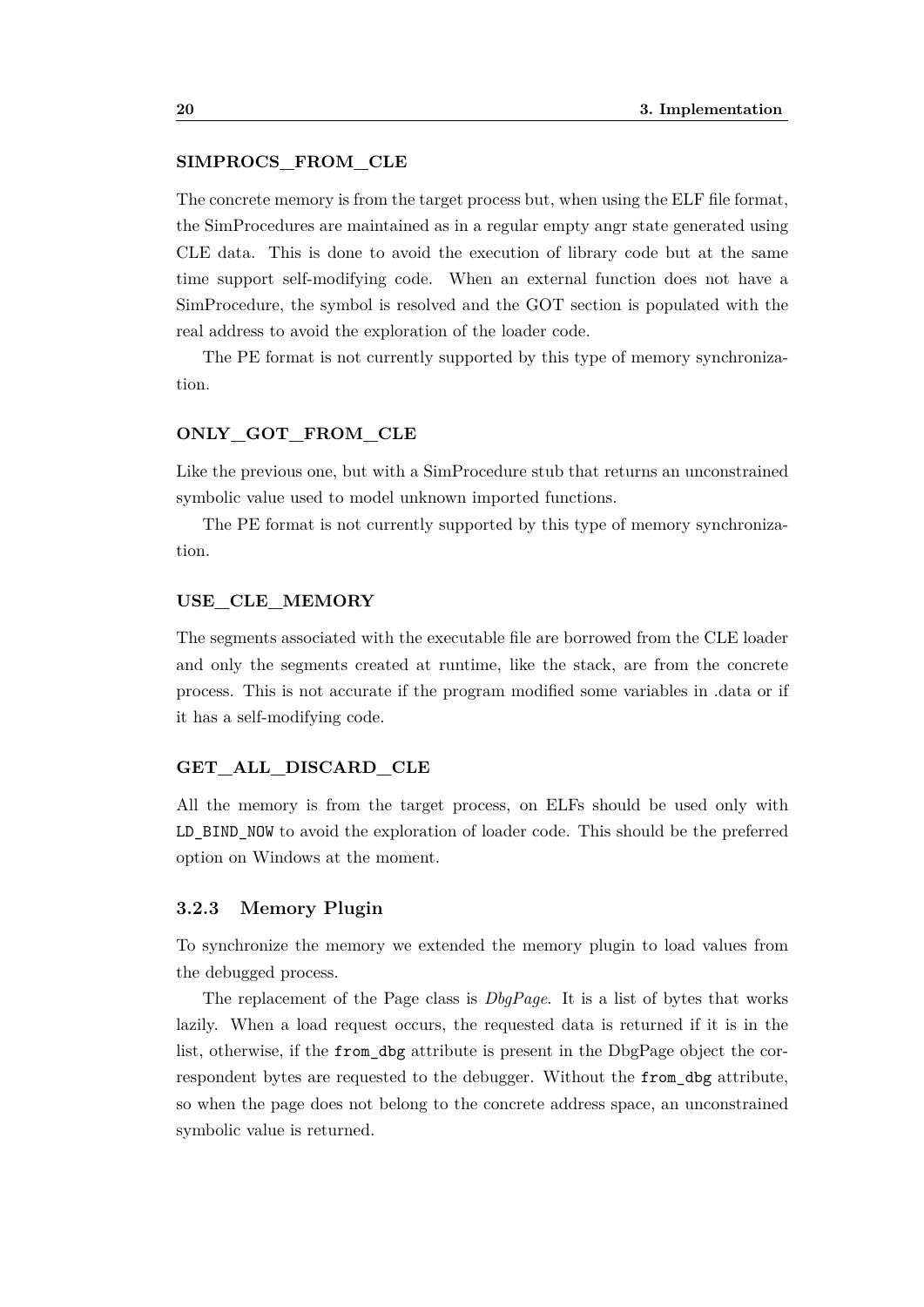#### SIMPROCS_FROM_CLE

The concrete memory is from the target process but, when using the ELF file format, the SimProcedures are maintained as in a regular empty angr state generated using CLE data. This is done to avoid the execution of library code but at the same time support self-modifying code. When an external function does not have a SimProcedure, the symbol is resolved and the GOT section is populated with the real address to avoid the exploration of the loader code.

The PE format is not currently supported by this type of memory synchronization.

#### ONLY_GOT_FROM_CLE

Like the previous one, but with a SimProcedure stub that returns an unconstrained symbolic value used to model unknown imported functions.

The PE format is not currently supported by this type of memory synchronization.

#### USE_CLE_MEMORY

The segments associated with the executable file are borrowed from the CLE loader and only the segments created at runtime, like the stack, are from the concrete process. This is not accurate if the program modified some variables in .data or if it has a self-modifying code.

#### GET_ALL_DISCARD_CLE

All the memory is from the target process, on ELFs should be used only with `LD_BIND_NOW` to avoid the exploration of loader code. This should be the preferred option on Windows at the moment.

### 3.2.3 Memory Plugin

To synchronize the memory we extended the memory plugin to load values from the debugged process.

The replacement of the Page class is *DbgPage*. It is a list of bytes that works lazily. When a load request occurs, the requested data is returned if it is in the list, otherwise, if the `from_dbg` attribute is present in the DbgPage object the correspondent bytes are requested to the debugger. Without the `from_dbg` attribute, so when the page does not belong to the concrete address space, an unconstrained symbolic value is returned.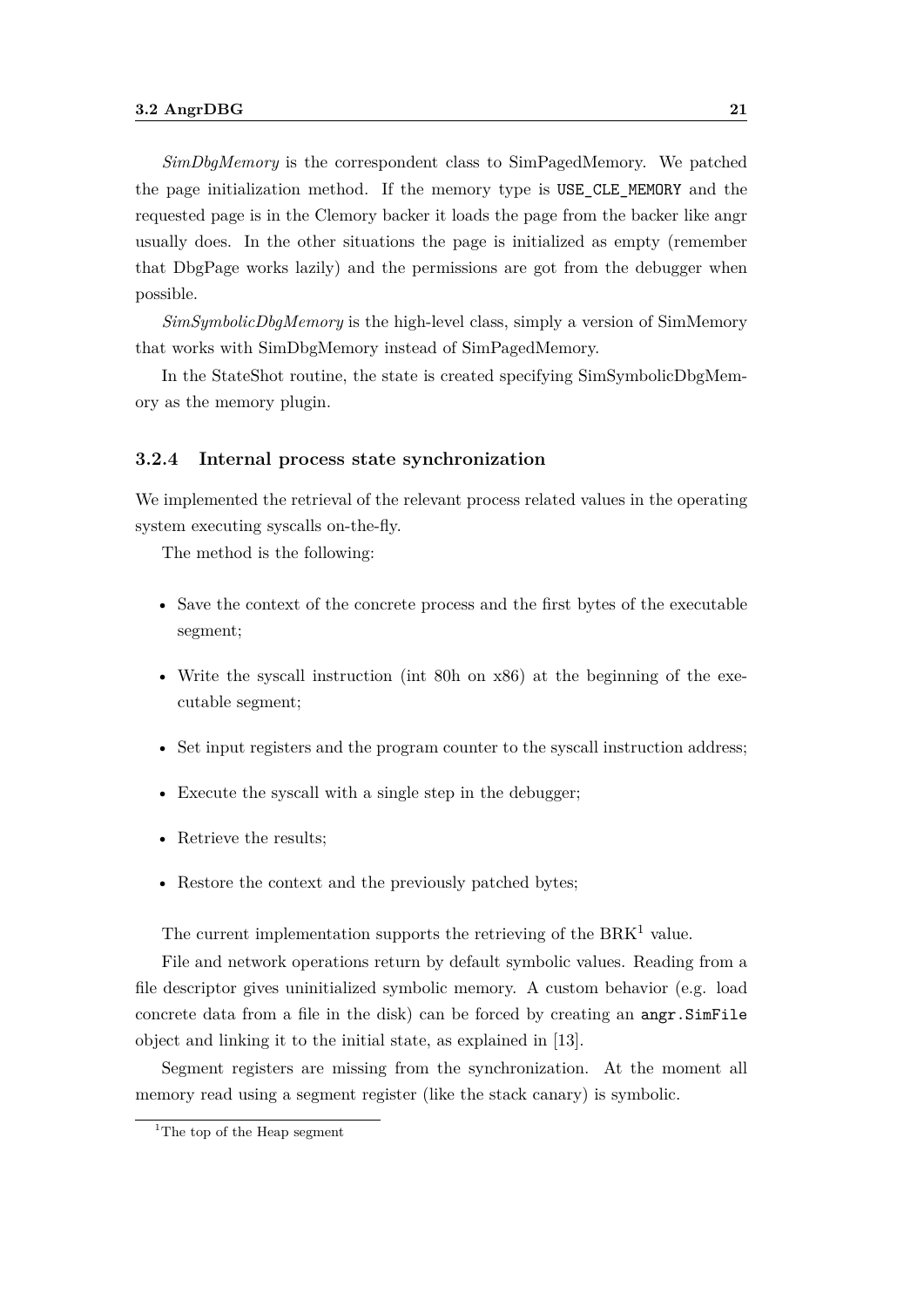*SimDbgMemory* is the correspondent class to SimPagedMemory. We patched the page initialization method. If the memory type is `USE_CLE_MEMORY` and the requested page is in the Clemory backer it loads the page from the backer like angr usually does. In the other situations the page is initialized as empty (remember that DbgPage works lazily) and the permissions are got from the debugger when possible.

*SimSymbolicDbgMemory* is the high-level class, simply a version of SimMemory that works with SimDbgMemory instead of SimPagedMemory.

In the StateShot routine, the state is created specifying SimSymbolicDbgMemory as the memory plugin.

### 3.2.4 Internal process state synchronization

We implemented the retrieval of the relevant process related values in the operating system executing syscalls on-the-fly.

The method is the following:

- Save the context of the concrete process and the first bytes of the executable segment;
- Write the syscall instruction (int 80h on x86) at the beginning of the executable segment;
- Set input registers and the program counter to the syscall instruction address;
- Execute the syscall with a single step in the debugger;
- Retrieve the results;
- Restore the context and the previously patched bytes;

The current implementation supports the retrieving of the BRK[1] value.

File and network operations return by default symbolic values. Reading from a file descriptor gives uninitialized symbolic memory. A custom behavior (e.g. load concrete data from a file in the disk) can be forced by creating an `angr.SimFile` object and linking it to the initial state, as explained in [13].

Segment registers are missing from the synchronization. At the moment all memory read using a segment register (like the stack canary) is symbolic.

[1] The top of the Heap segment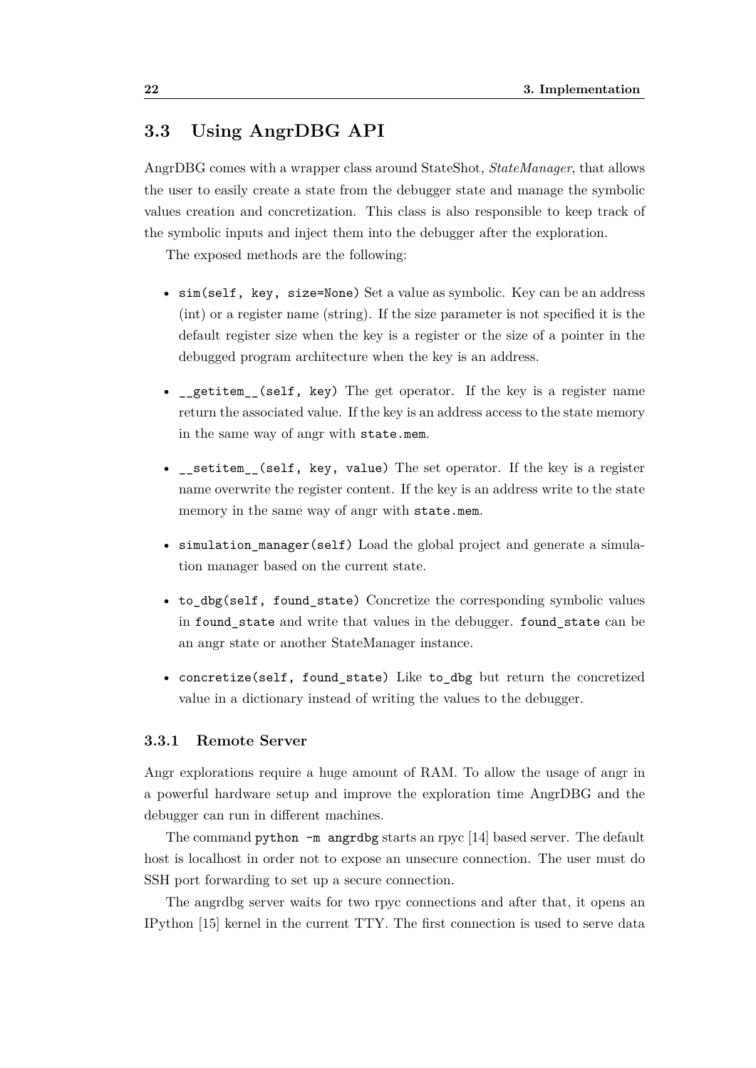## 3.3 Using AngrDBG API

AngrDBG comes with a wrapper class around StateShot, *StateManager*, that allows the user to easily create a state from the debugger state and manage the symbolic values creation and concretization. This class is also responsible to keep track of the symbolic inputs and inject them into the debugger after the exploration.

The exposed methods are the following:

- `sim(self, key, size=None)` Set a value as symbolic. Key can be an address (int) or a register name (string). If the size parameter is not specified it is the default register size when the key is a register or the size of a pointer in the debugged program architecture when the key is an address.
- `__getitem__(self, key)` The get operator. If the key is a register name return the associated value. If the key is an address access to the state memory in the same way of angr with `state.mem`.
- `__setitem__(self, key, value)` The set operator. If the key is a register name overwrite the register content. If the key is an address write to the state memory in the same way of angr with `state.mem`.
- `simulation_manager(self)` Load the global project and generate a simulation manager based on the current state.
- `to_dbg(self, found_state)` Concretize the corresponding symbolic values in `found_state` and write that values in the debugger. `found_state` can be an angr state or another StateManager instance.
- `concretize(self, found_state)` Like `to_dbg` but return the concretized value in a dictionary instead of writing the values to the debugger.

### 3.3.1 Remote Server

Angr explorations require a huge amount of RAM. To allow the usage of angr in a powerful hardware setup and improve the exploration time AngrDBG and the debugger can run in different machines.

The command `python -m angrdbg` starts an rpyc [14] based server. The default host is localhost in order not to expose an unsecure connection. The user must do SSH port forwarding to set up a secure connection.

The angrdbg server waits for two rpyc connections and after that, it opens an IPython [15] kernel in the current TTY. The first connection is used to serve data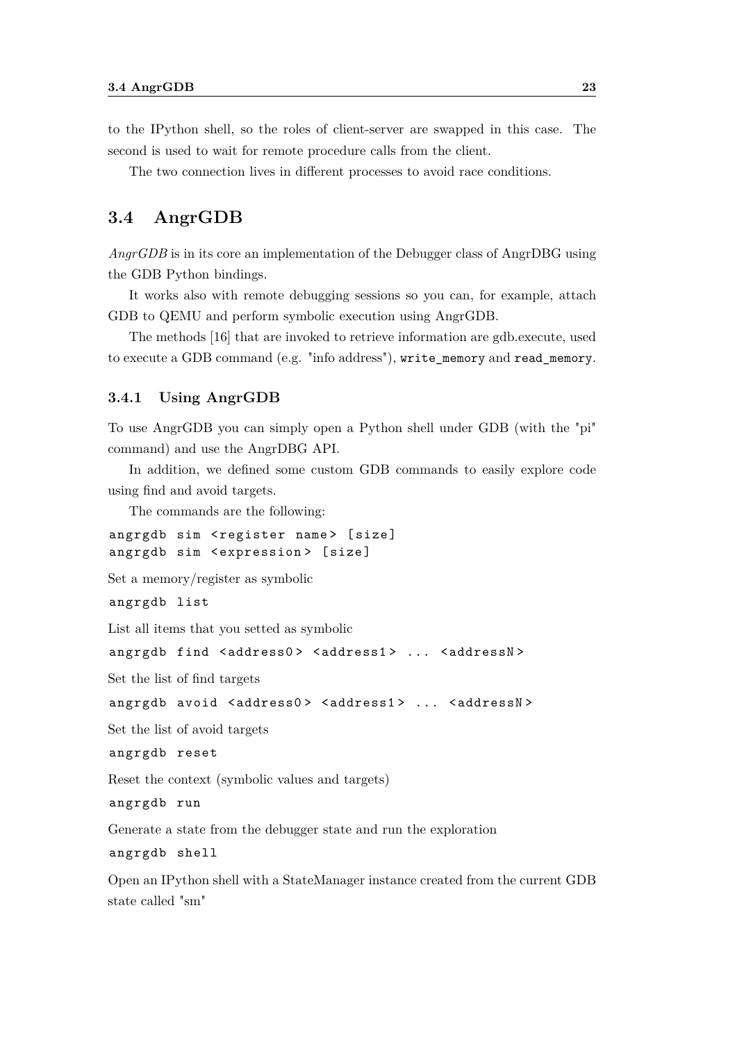to the IPython shell, so the roles of client-server are swapped in this case. The second is used to wait for remote procedure calls from the client.

The two connection lives in different processes to avoid race conditions.

## 3.4 AngrGDB

*AngrGDB* is in its core an implementation of the Debugger class of AngrDBG using the GDB Python bindings.

It works also with remote debugging sessions so you can, for example, attach GDB to QEMU and perform symbolic execution using AngrGDB.

The methods [16] that are invoked to retrieve information are gdb.execute, used to execute a GDB command (e.g. "info address"), `write_memory` and `read_memory`.

### 3.4.1 Using AngrGDB

To use AngrGDB you can simply open a Python shell under GDB (with the "pi" command) and use the AngrDBG API.

In addition, we defined some custom GDB commands to easily explore code using find and avoid targets.

The commands are the following:

```
angrgdb sim <register name> [size]
angrgdb sim <expression> [size]
```

Set a memory/register as symbolic

```
angrgdb list
```

List all items that you setted as symbolic

```
angrgdb find <address0> <address1> ... <addressN>
```

Set the list of find targets

```
angrgdb avoid <address0> <address1> ... <addressN>
```

Set the list of avoid targets

```
angrgdb reset
```

Reset the context (symbolic values and targets)

```
angrgdb run
```

Generate a state from the debugger state and run the exploration

```
angrgdb shell
```

Open an IPython shell with a StateManager instance created from the current GDB state called "sm"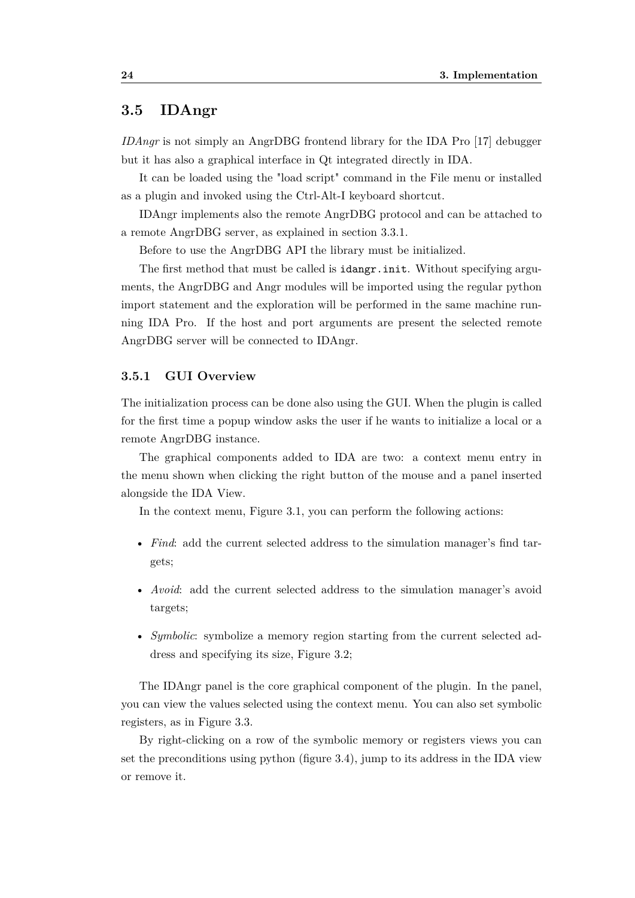## 3.5 IDAngr

*IDAngr* is not simply an AngrDBG frontend library for the IDA Pro [17] debugger but it has also a graphical interface in Qt integrated directly in IDA.

It can be loaded using the "load script" command in the File menu or installed as a plugin and invoked using the Ctrl-Alt-I keyboard shortcut.

IDAngr implements also the remote AngrDBG protocol and can be attached to a remote AngrDBG server, as explained in section 3.3.1.

Before to use the AngrDBG API the library must be initialized.

The first method that must be called is `idangr.init`. Without specifying arguments, the AngrDBG and Angr modules will be imported using the regular python import statement and the exploration will be performed in the same machine running IDA Pro. If the host and port arguments are present the selected remote AngrDBG server will be connected to IDAngr.

### 3.5.1 GUI Overview

The initialization process can be done also using the GUI. When the plugin is called for the first time a popup window asks the user if he wants to initialize a local or a remote AngrDBG instance.

The graphical components added to IDA are two: a context menu entry in the menu shown when clicking the right button of the mouse and a panel inserted alongside the IDA View.

In the context menu, Figure 3.1, you can perform the following actions:

- *Find*: add the current selected address to the simulation manager's find targets;
- *Avoid*: add the current selected address to the simulation manager's avoid targets;
- *Symbolic*: symbolize a memory region starting from the current selected address and specifying its size, Figure 3.2;

The IDAngr panel is the core graphical component of the plugin. In the panel, you can view the values selected using the context menu. You can also set symbolic registers, as in Figure 3.3.

By right-clicking on a row of the symbolic memory or registers views you can set the preconditions using python (figure 3.4), jump to its address in the IDA view or remove it.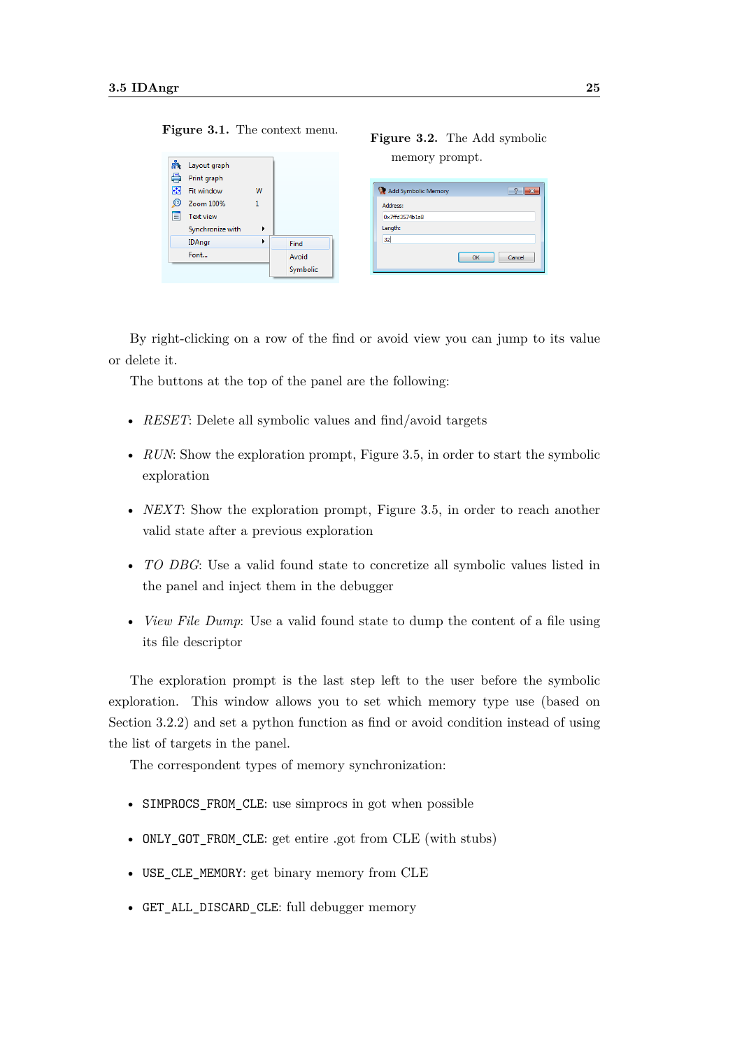Figure 3.1. The context menu.

Figure 3.2. The Add symbolic memory prompt.

By right-clicking on a row of the find or avoid view you can jump to its value or delete it.

The buttons at the top of the panel are the following:

- *RESET*: Delete all symbolic values and find/avoid targets
- *RUN*: Show the exploration prompt, Figure 3.5, in order to start the symbolic exploration
- *NEXT*: Show the exploration prompt, Figure 3.5, in order to reach another valid state after a previous exploration
- *TO DBG*: Use a valid found state to concretize all symbolic values listed in the panel and inject them in the debugger
- *View File Dump*: Use a valid found state to dump the content of a file using its file descriptor

The exploration prompt is the last step left to the user before the symbolic exploration. This window allows you to set which memory type use (based on Section 3.2.2) and set a python function as find or avoid condition instead of using the list of targets in the panel.

The correspondent types of memory synchronization:

- `SIMPROCS_FROM_CLE`: use simprocs in got when possible
- `ONLY_GOT_FROM_CLE`: get entire .got from CLE (with stubs)
- `USE_CLE_MEMORY`: get binary memory from CLE
- `GET_ALL_DISCARD_CLE`: full debugger memory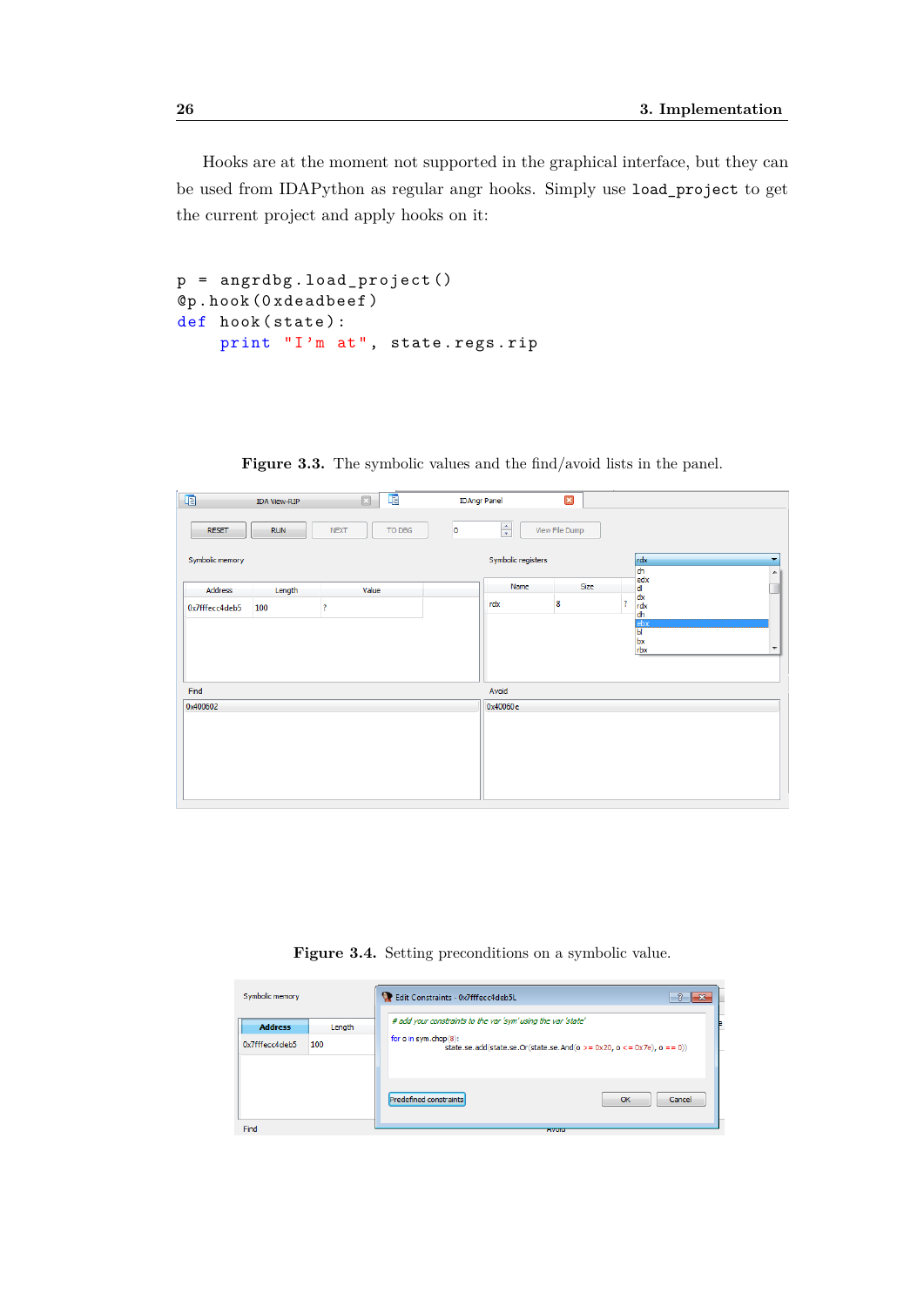Hooks are at the moment not supported in the graphical interface, but they can be used from IDAPython as regular angr hooks. Simply use `load_project` to get the current project and apply hooks on it:

```
p = angrdbg.load_project()
@p.hook(0xdeadbeef)
def hook(state):
    print "I'm at", state.regs.rip
```

**Figure 3.3.** The symbolic values and the find/avoid lists in the panel.

**Figure 3.4.** Setting preconditions on a symbolic value.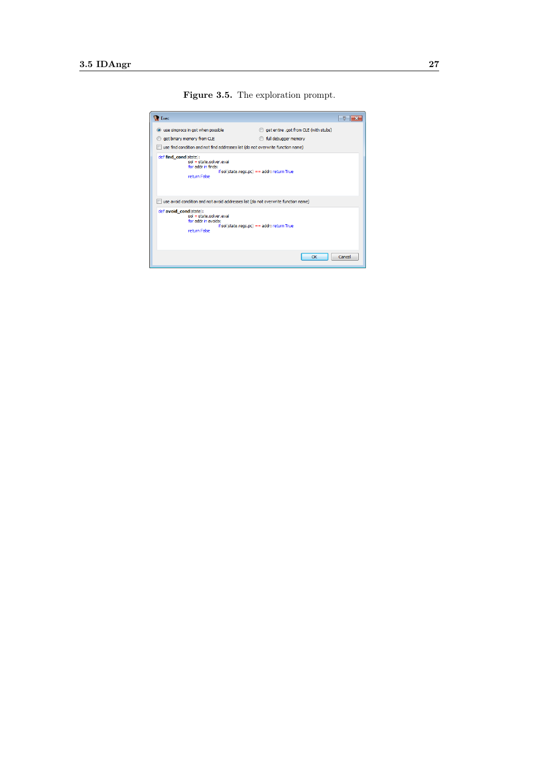**Figure 3.5.** The exploration prompt.

Exec

- (•) use simprocs in got when possible
- ( ) get entire .got from CLE (with stubs)
- ( ) get binary memory from CLE
- ( ) full debugger memory
- [ ] use find condition and not find addresses list (do not overwrite function name)

```python
def find_cond(state):
        sol = state.solver.eval
        for addr in finds:
                if sol(state.regs.pc) == addr: return True
        return False
```

- [ ] use avoid condition and not avoid addresses list (do not overwrite function name)

```python
def avoid_cond(state):
        sol = state.solver.eval
        for addr in avoids:
                if sol(state.regs.pc) == addr: return True
        return False
```

OK | Cancel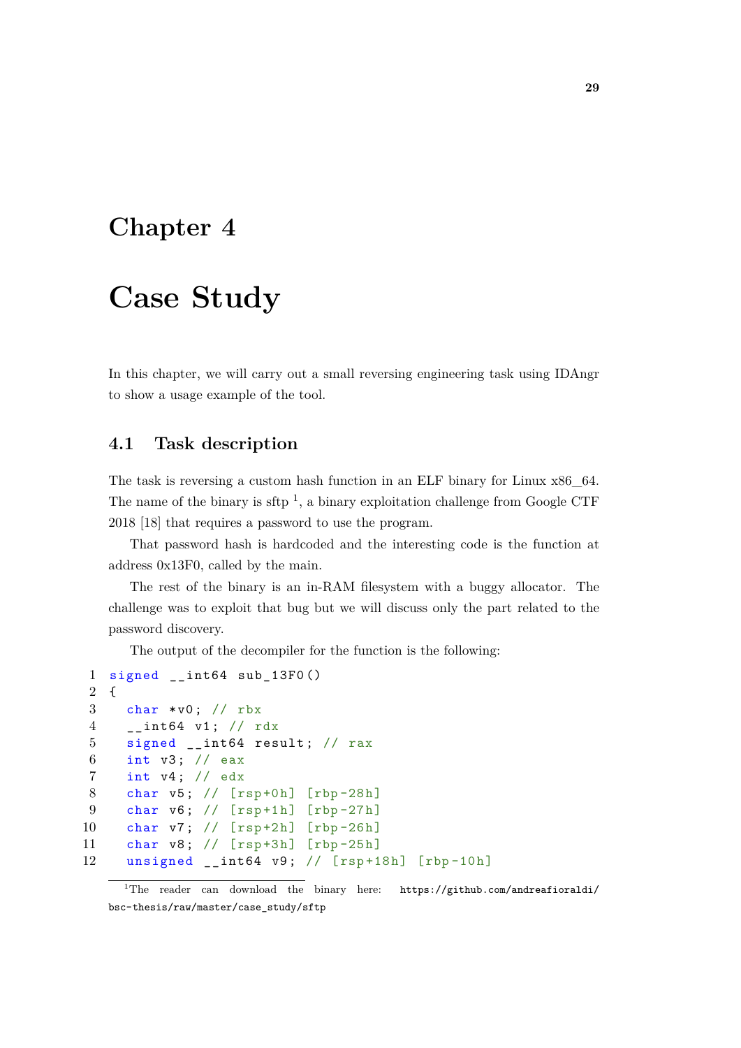# Chapter 4

# Case Study

In this chapter, we will carry out a small reversing engineering task using IDAngr to show a usage example of the tool.

## 4.1 Task description

The task is reversing a custom hash function in an ELF binary for Linux x86_64. The name of the binary is sftp [1], a binary exploitation challenge from Google CTF 2018 [18] that requires a password to use the program.

That password hash is hardcoded and the interesting code is the function at address 0x13F0, called by the main.

The rest of the binary is an in-RAM filesystem with a buggy allocator. The challenge was to exploit that bug but we will discuss only the part related to the password discovery.

The output of the decompiler for the function is the following:

```
signed __int64 sub_13F0()
{
  char *v0; // rbx
  __int64 v1; // rdx
  signed __int64 result; // rax
  int v3; // eax
  int v4; // edx
  char v5; // [rsp+0h] [rbp-28h]
  char v6; // [rsp+1h] [rbp-27h]
  char v7; // [rsp+2h] [rbp-26h]
  char v8; // [rsp+3h] [rbp-25h]
  unsigned __int64 v9; // [rsp+18h] [rbp-10h]
```

[1] The reader can download the binary here: https://github.com/andreafioraldi/bsc-thesis/raw/master/case_study/sftp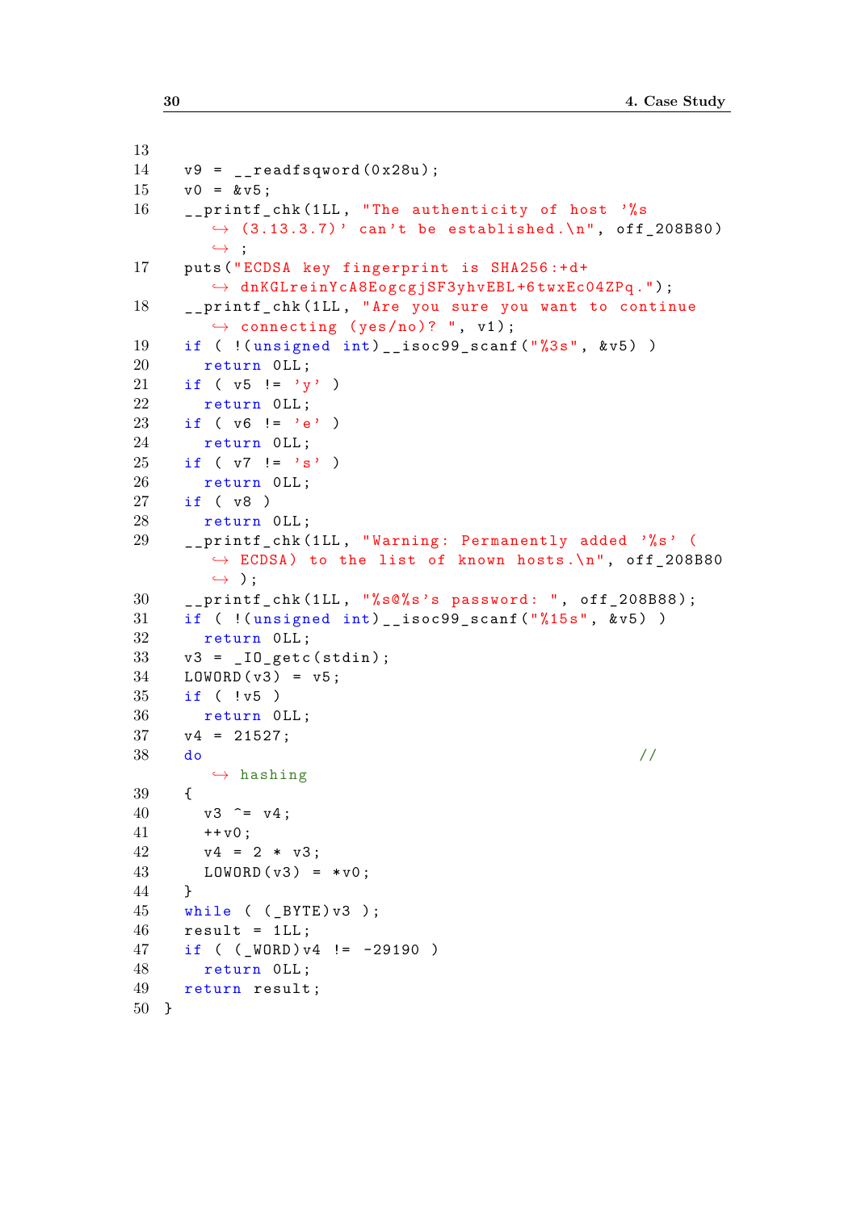```
13
14   v9 = __readfsqword(0x28u);
15   v0 = &v5;
16   __printf_chk(1LL, "The authenticity of host '%s
       ↪ (3.13.3.7)' can't be established.\n", off_208B80)
       ↪ ;
17   puts("ECDSA key fingerprint is SHA256:+d+
       ↪ dnKGLreinYcA8EogcgjSF3yhvEBL+6twxEc04ZPq.");
18   __printf_chk(1LL, "Are you sure you want to continue
       ↪ connecting (yes/no)? ", v1);
19   if ( !(unsigned int)__isoc99_scanf("%3s", &v5) )
20     return 0LL;
21   if ( v5 != 'y' )
22     return 0LL;
23   if ( v6 != 'e' )
24     return 0LL;
25   if ( v7 != 's' )
26     return 0LL;
27   if ( v8 )
28     return 0LL;
29   __printf_chk(1LL, "Warning: Permanently added '%s' (
       ↪ ECDSA) to the list of known hosts.\n", off_208B80
       ↪ );
30   __printf_chk(1LL, "%s@%s's password: ", off_208B88);
31   if ( !(unsigned int)__isoc99_scanf("%15s", &v5) )
32     return 0LL;
33   v3 = _IO_getc(stdin);
34   LOWORD(v3) = v5;
35   if ( !v5 )
36     return 0LL;
37   v4 = 21527;
38   do                                           //
       ↪ hashing
39   {
40     v3 ^= v4;
41     ++v0;
42     v4 = 2 * v3;
43     LOWORD(v3) = *v0;
44   }
45   while ( (_BYTE)v3 );
46   result = 1LL;
47   if ( (_WORD)v4 != -29190 )
48     return 0LL;
49   return result;
50 }
```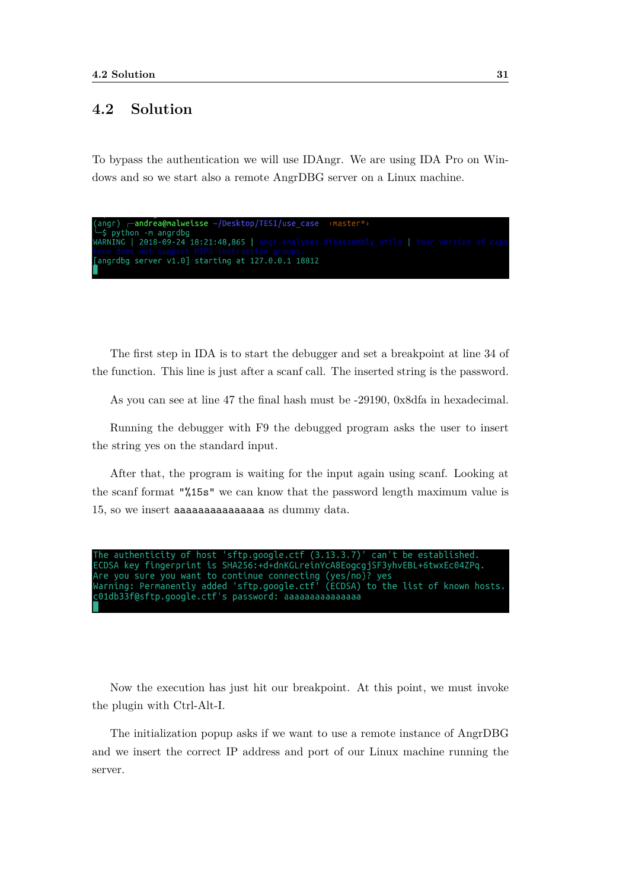## 4.2 Solution

To bypass the authentication we will use IDAngr. We are using IDA Pro on Windows and so we start also a remote AngrDBG server on a Linux machine.

```
(angr) ┌─andrea@malweisse ~/Desktop/TESI/use_case  ‹master*›
└─$ python -m angrdbg
WARNING | 2018-09-24 18:21:48,865 | angr.analyses.disassembly_utils | Your version of capstone does not support MIPS instruction groups.
[angrdbg server v1.0] starting at 127.0.0.1 18812
```

The first step in IDA is to start the debugger and set a breakpoint at line 34 of the function. This line is just after a scanf call. The inserted string is the password.

As you can see at line 47 the final hash must be -29190, 0x8dfa in hexadecimal.

Running the debugger with F9 the debugged program asks the user to insert the string yes on the standard input.

After that, the program is waiting for the input again using scanf. Looking at the scanf format "%15s" we can know that the password length maximum value is 15, so we insert aaaaaaaaaaaaaaa as dummy data.

```
The authenticity of host 'sftp.google.ctf (3.13.3.7)' can't be established.
ECDSA key fingerprint is SHA256:+d+dnKGLreinYcA8EogcgjSF3yhvEBL+6twxEc04ZPq.
Are you sure you want to continue connecting (yes/no)? yes
Warning: Permanently added 'sftp.google.ctf' (ECDSA) to the list of known hosts.
c01db33f@sftp.google.ctf's password: aaaaaaaaaaaaaaa
```

Now the execution has just hit our breakpoint. At this point, we must invoke the plugin with Ctrl-Alt-I.

The initialization popup asks if we want to use a remote instance of AngrDBG and we insert the correct IP address and port of our Linux machine running the server.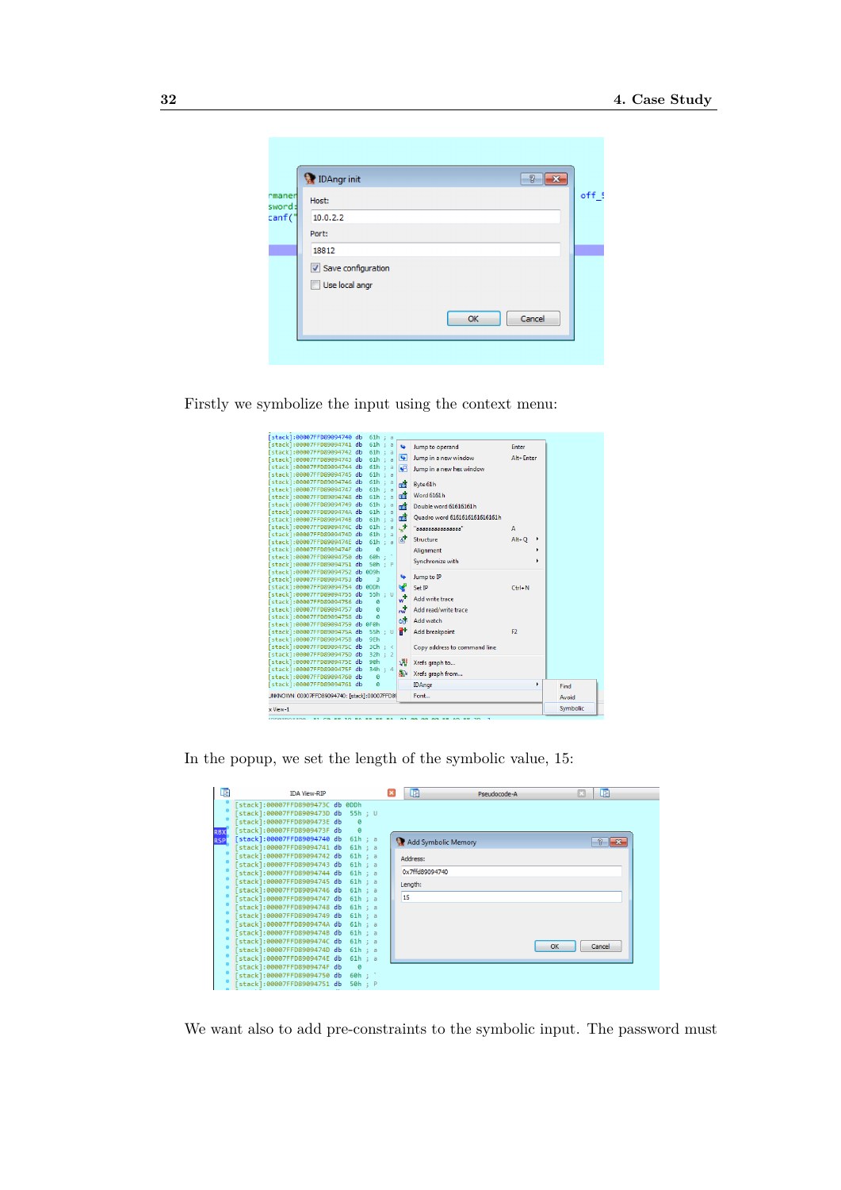Firstly we symbolize the input using the context menu:

In the popup, we set the length of the symbolic value, 15:

We want also to add pre-constraints to the symbolic input. The password must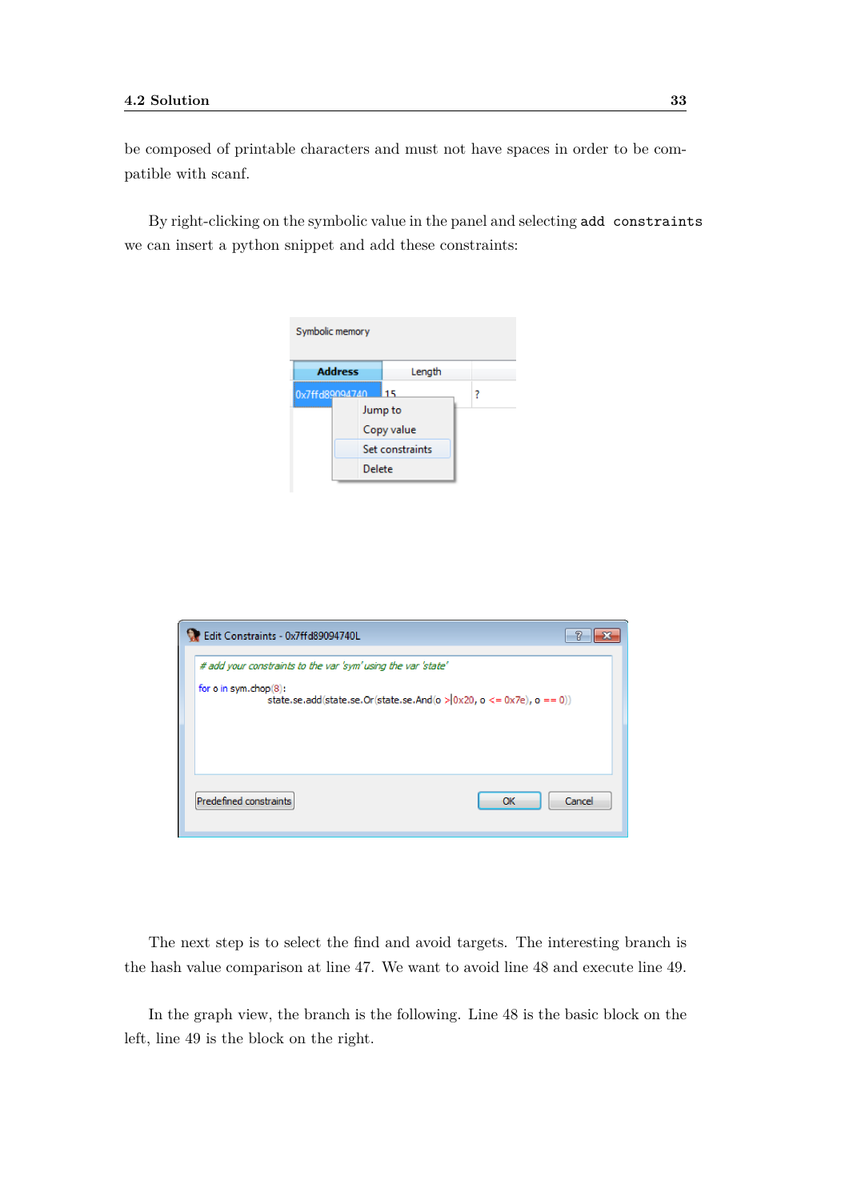be composed of printable characters and must not have spaces in order to be compatible with scanf.

By right-clicking on the symbolic value in the panel and selecting `add constraints` we can insert a python snippet and add these constraints:

The next step is to select the find and avoid targets. The interesting branch is the hash value comparison at line 47. We want to avoid line 48 and execute line 49.

In the graph view, the branch is the following. Line 48 is the basic block on the left, line 49 is the block on the right.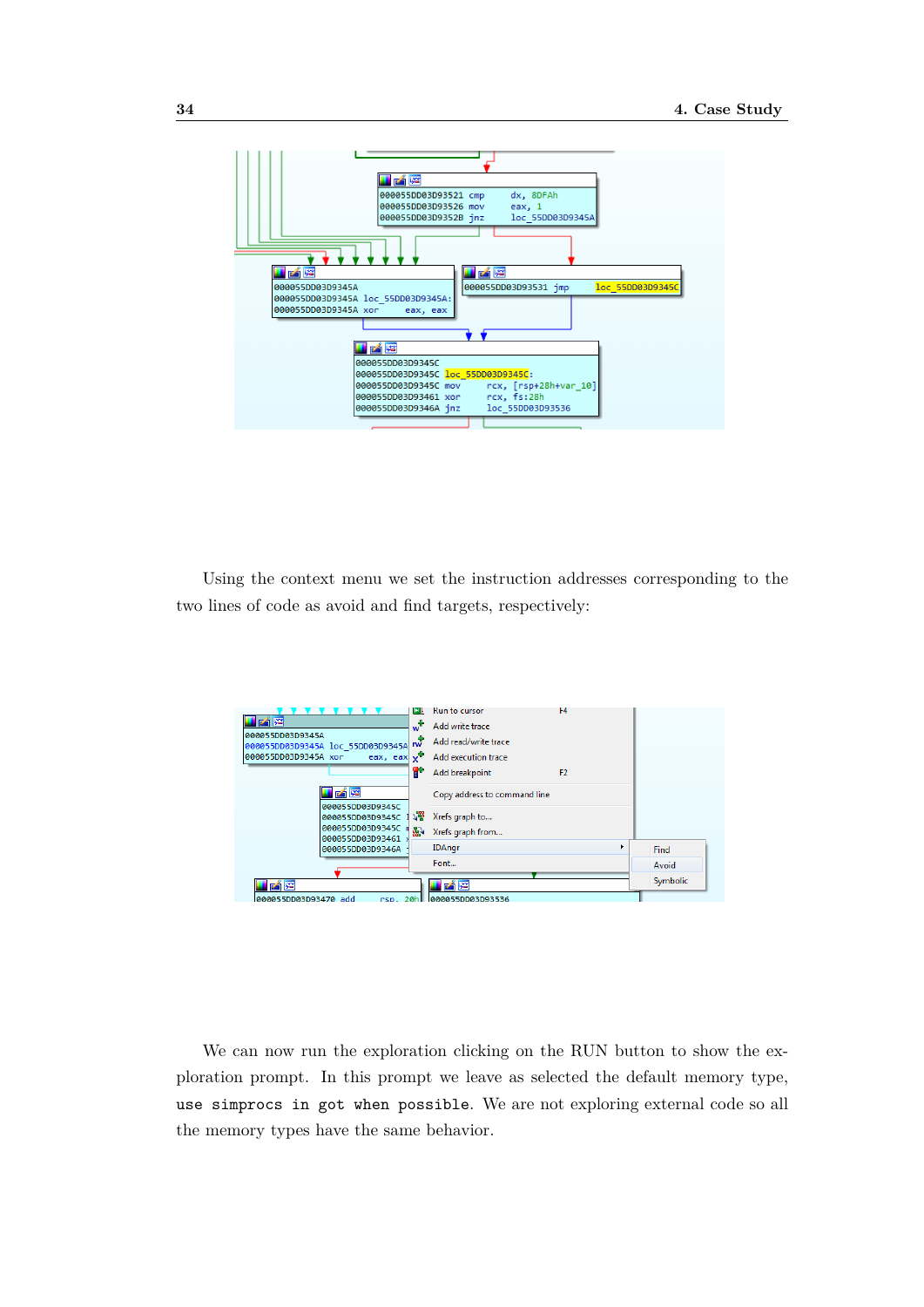Using the context menu we set the instruction addresses corresponding to the two lines of code as avoid and find targets, respectively:

We can now run the exploration clicking on the RUN button to show the exploration prompt. In this prompt we leave as selected the default memory type, `use simprocs in got when possible`. We are not exploring external code so all the memory types have the same behavior.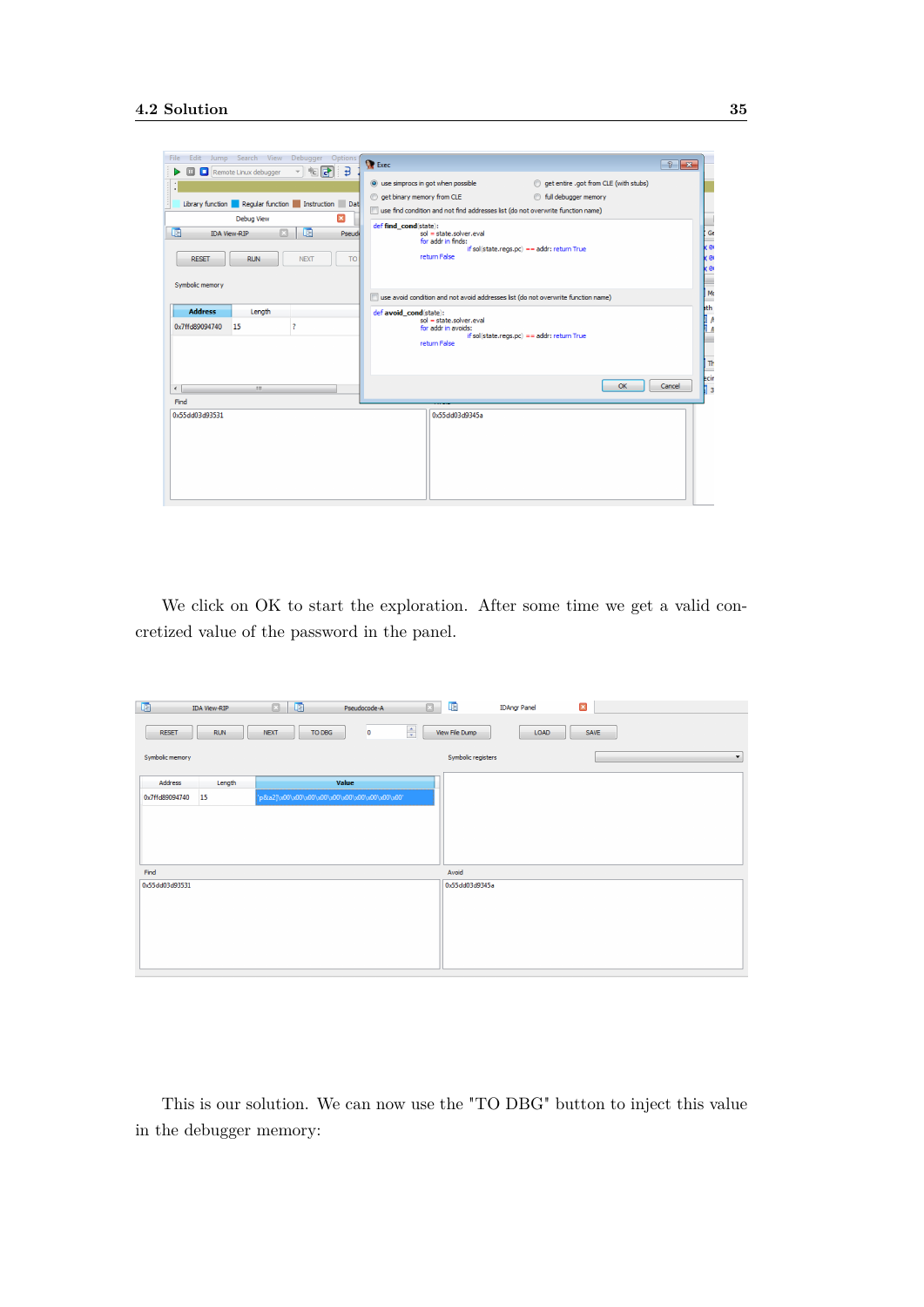We click on OK to start the exploration. After some time we get a valid concretized value of the password in the panel.

This is our solution. We can now use the "TO DBG" button to inject this value in the debugger memory: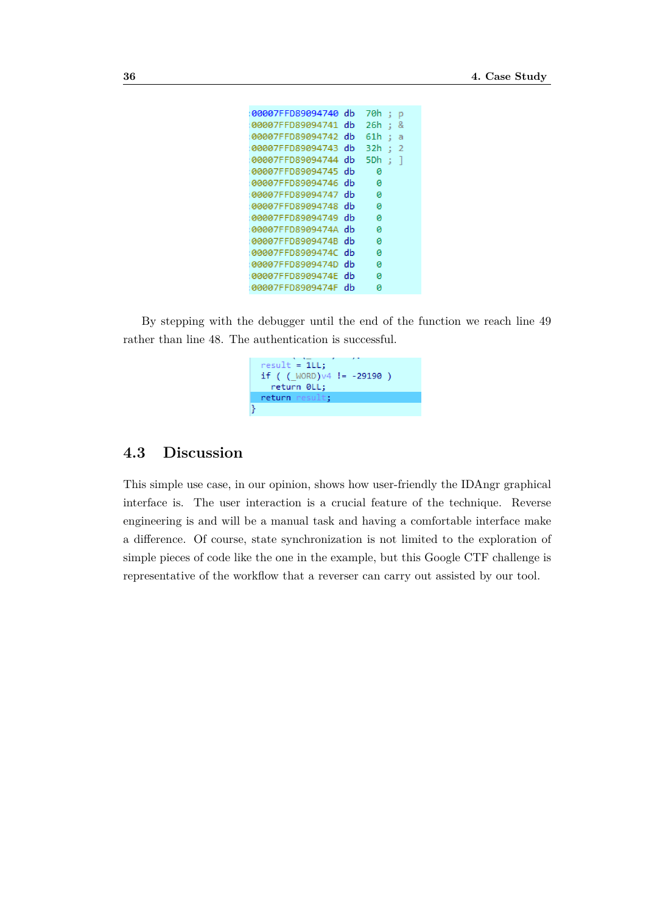```
00007FFD89094740 db  70h ; p
00007FFD89094741 db  26h ; &
00007FFD89094742 db  61h ; a
00007FFD89094743 db  32h ; 2
00007FFD89094744 db  5Dh ; ]
00007FFD89094745 db    0
00007FFD89094746 db    0
00007FFD89094747 db    0
00007FFD89094748 db    0
00007FFD89094749 db    0
00007FFD8909474A db    0
00007FFD8909474B db    0
00007FFD8909474C db    0
00007FFD8909474D db    0
00007FFD8909474E db    0
00007FFD8909474F db    0
```

By stepping with the debugger until the end of the function we reach line 49 rather than line 48. The authentication is successful.

```
  result = 1LL;
  if ( (_WORD)v4 != -29190 )
    return 0LL;
  return result;
}
```

## 4.3 Discussion

This simple use case, in our opinion, shows how user-friendly the IDAngr graphical interface is. The user interaction is a crucial feature of the technique. Reverse engineering is and will be a manual task and having a comfortable interface make a difference. Of course, state synchronization is not limited to the exploration of simple pieces of code like the one in the example, but this Google CTF challenge is representative of the workflow that a reverser can carry out assisted by our tool.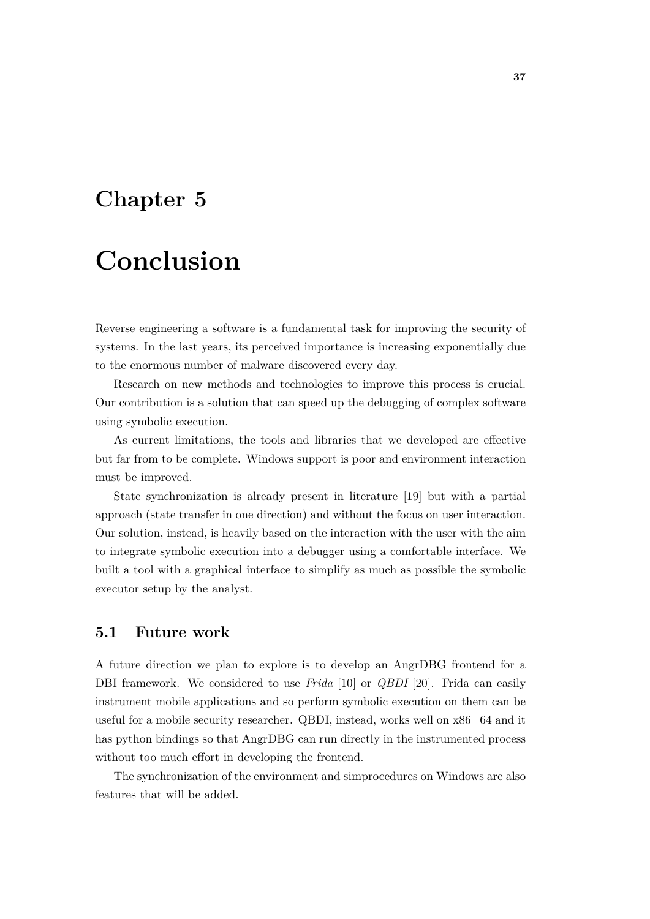# Chapter 5

# Conclusion

Reverse engineering a software is a fundamental task for improving the security of systems. In the last years, its perceived importance is increasing exponentially due to the enormous number of malware discovered every day.

Research on new methods and technologies to improve this process is crucial. Our contribution is a solution that can speed up the debugging of complex software using symbolic execution.

As current limitations, the tools and libraries that we developed are effective but far from to be complete. Windows support is poor and environment interaction must be improved.

State synchronization is already present in literature [19] but with a partial approach (state transfer in one direction) and without the focus on user interaction. Our solution, instead, is heavily based on the interaction with the user with the aim to integrate symbolic execution into a debugger using a comfortable interface. We built a tool with a graphical interface to simplify as much as possible the symbolic executor setup by the analyst.

## 5.1 Future work

A future direction we plan to explore is to develop an AngrDBG frontend for a DBI framework. We considered to use *Frida* [10] or *QBDI* [20]. Frida can easily instrument mobile applications and so perform symbolic execution on them can be useful for a mobile security researcher. QBDI, instead, works well on x86_64 and it has python bindings so that AngrDBG can run directly in the instrumented process without too much effort in developing the frontend.

The synchronization of the environment and simprocedures on Windows are also features that will be added.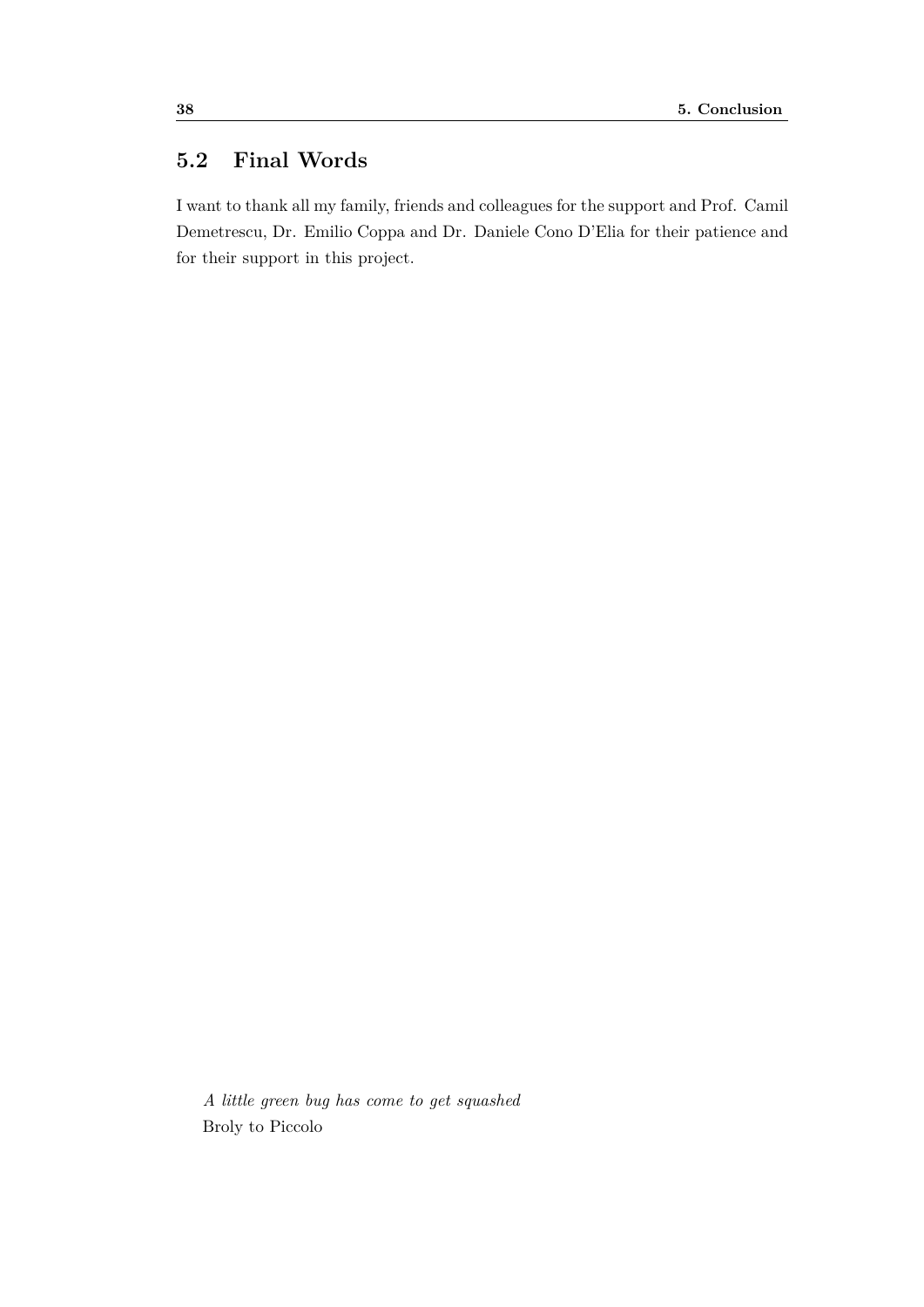## 5.2 Final Words

I want to thank all my family, friends and colleagues for the support and Prof. Camil Demetrescu, Dr. Emilio Coppa and Dr. Daniele Cono D'Elia for their patience and for their support in this project.

*A little green bug has come to get squashed*
Broly to Piccolo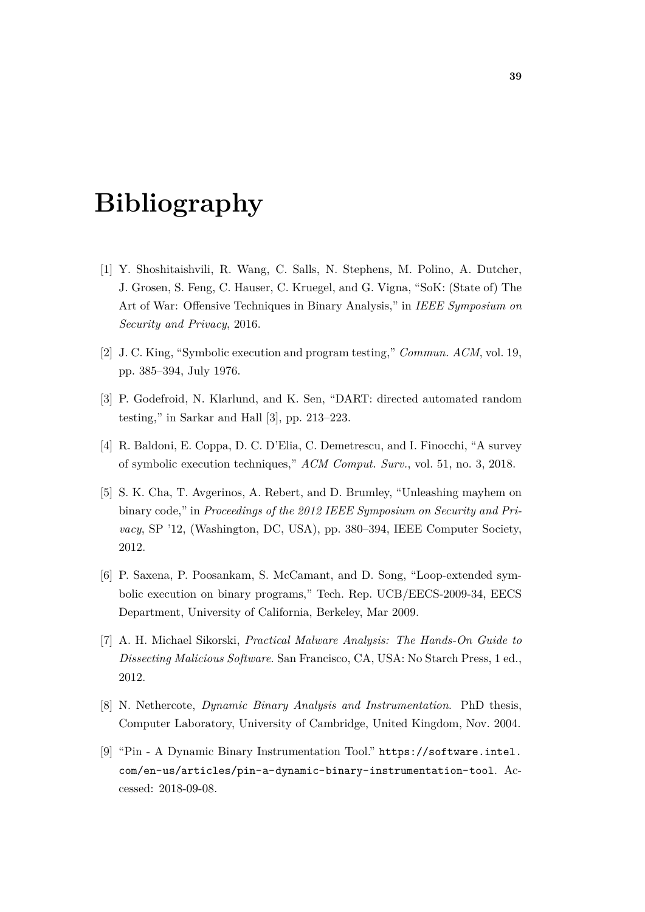# Bibliography

[1] Y. Shoshitaishvili, R. Wang, C. Salls, N. Stephens, M. Polino, A. Dutcher, J. Grosen, S. Feng, C. Hauser, C. Kruegel, and G. Vigna, "SoK: (State of) The Art of War: Offensive Techniques in Binary Analysis," in *IEEE Symposium on Security and Privacy*, 2016.

[2] J. C. King, "Symbolic execution and program testing," *Commun. ACM*, vol. 19, pp. 385–394, July 1976.

[3] P. Godefroid, N. Klarlund, and K. Sen, "DART: directed automated random testing," in Sarkar and Hall [3], pp. 213–223.

[4] R. Baldoni, E. Coppa, D. C. D'Elia, C. Demetrescu, and I. Finocchi, "A survey of symbolic execution techniques," *ACM Comput. Surv.*, vol. 51, no. 3, 2018.

[5] S. K. Cha, T. Avgerinos, A. Rebert, and D. Brumley, "Unleashing mayhem on binary code," in *Proceedings of the 2012 IEEE Symposium on Security and Privacy*, SP '12, (Washington, DC, USA), pp. 380–394, IEEE Computer Society, 2012.

[6] P. Saxena, P. Poosankam, S. McCamant, and D. Song, "Loop-extended symbolic execution on binary programs," Tech. Rep. UCB/EECS-2009-34, EECS Department, University of California, Berkeley, Mar 2009.

[7] A. H. Michael Sikorski, *Practical Malware Analysis: The Hands-On Guide to Dissecting Malicious Software*. San Francisco, CA, USA: No Starch Press, 1 ed., 2012.

[8] N. Nethercote, *Dynamic Binary Analysis and Instrumentation*. PhD thesis, Computer Laboratory, University of Cambridge, United Kingdom, Nov. 2004.

[9] "Pin - A Dynamic Binary Instrumentation Tool." `https://software.intel.com/en-us/articles/pin-a-dynamic-binary-instrumentation-tool`. Accessed: 2018-09-08.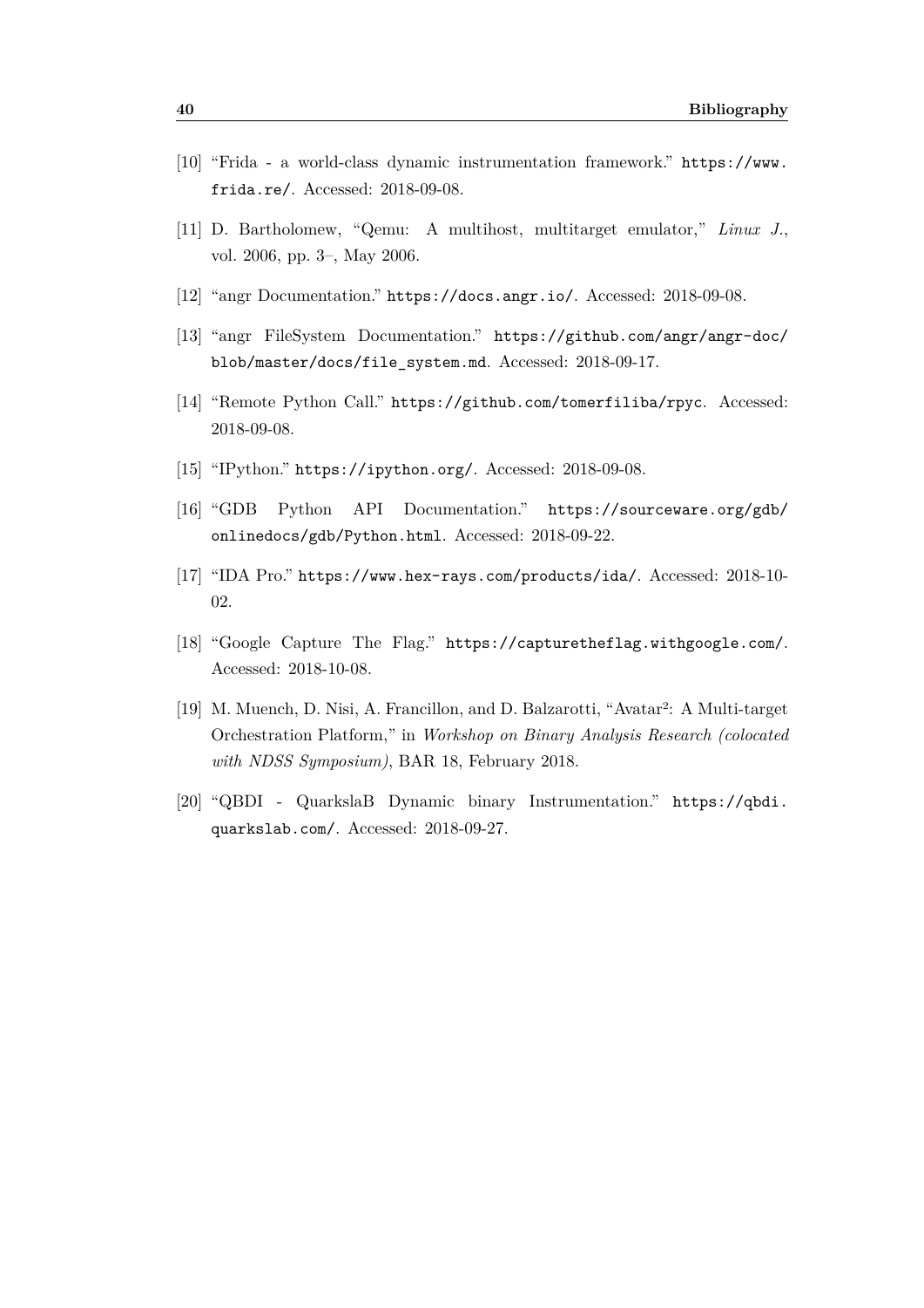[10] "Frida - a world-class dynamic instrumentation framework." `https://www.frida.re/`. Accessed: 2018-09-08.

[11] D. Bartholomew, "Qemu: A multihost, multitarget emulator," *Linux J.*, vol. 2006, pp. 3–, May 2006.

[12] "angr Documentation." `https://docs.angr.io/`. Accessed: 2018-09-08.

[13] "angr FileSystem Documentation." `https://github.com/angr/angr-doc/blob/master/docs/file_system.md`. Accessed: 2018-09-17.

[14] "Remote Python Call." `https://github.com/tomerfiliba/rpyc`. Accessed: 2018-09-08.

[15] "IPython." `https://ipython.org/`. Accessed: 2018-09-08.

[16] "GDB Python API Documentation." `https://sourceware.org/gdb/onlinedocs/gdb/Python.html`. Accessed: 2018-09-22.

[17] "IDA Pro." `https://www.hex-rays.com/products/ida/`. Accessed: 2018-10-02.

[18] "Google Capture The Flag." `https://capturetheflag.withgoogle.com/`. Accessed: 2018-10-08.

[19] M. Muench, D. Nisi, A. Francillon, and D. Balzarotti, "Avatar$^2$: A Multi-target Orchestration Platform," in *Workshop on Binary Analysis Research (colocated with NDSS Symposium)*, BAR 18, February 2018.

[20] "QBDI - QuarkslaB Dynamic binary Instrumentation." `https://qbdi.quarkslab.com/`. Accessed: 2018-09-27.